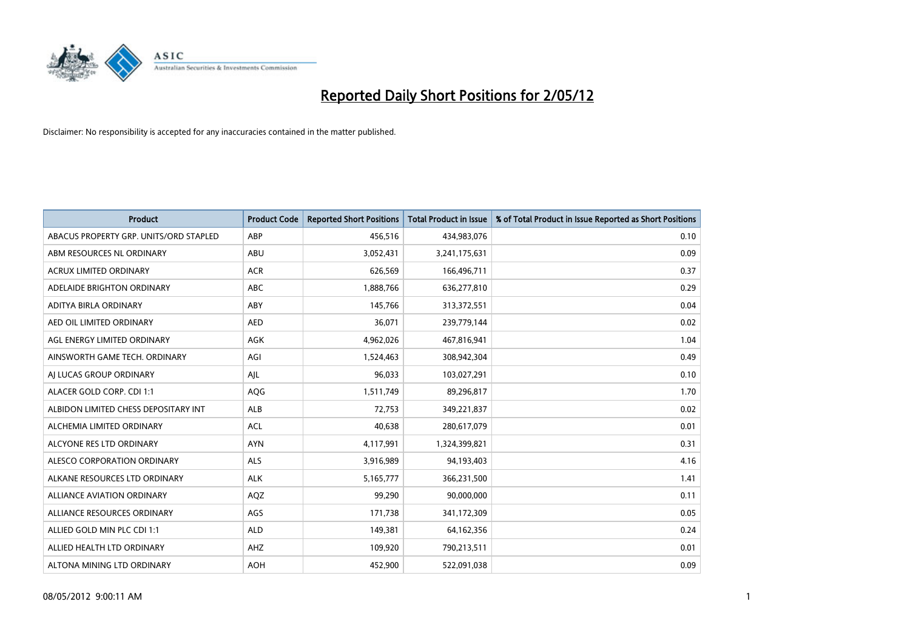# Reported Daily Short Positions for 2/05/12

Disclaimer: No responsibility is accepted for any inaccuracies contained in the matter published.

| Product | Product Code | Reported Short Positions | Total Product in Issue | % of Total Product in Issue Reported as Short Positions |
|---|---|---|---|---|
| ABACUS PROPERTY GRP. UNITS/ORD STAPLED | ABP | 456,516 | 434,983,076 | 0.10 |
| ABM RESOURCES NL ORDINARY | ABU | 3,052,431 | 3,241,175,631 | 0.09 |
| ACRUX LIMITED ORDINARY | ACR | 626,569 | 166,496,711 | 0.37 |
| ADELAIDE BRIGHTON ORDINARY | ABC | 1,888,766 | 636,277,810 | 0.29 |
| ADITYA BIRLA ORDINARY | ABY | 145,766 | 313,372,551 | 0.04 |
| AED OIL LIMITED ORDINARY | AED | 36,071 | 239,779,144 | 0.02 |
| AGL ENERGY LIMITED ORDINARY | AGK | 4,962,026 | 467,816,941 | 1.04 |
| AINSWORTH GAME TECH. ORDINARY | AGI | 1,524,463 | 308,942,304 | 0.49 |
| AJ LUCAS GROUP ORDINARY | AJL | 96,033 | 103,027,291 | 0.10 |
| ALACER GOLD CORP. CDI 1:1 | AQG | 1,511,749 | 89,296,817 | 1.70 |
| ALBIDON LIMITED CHESS DEPOSITARY INT | ALB | 72,753 | 349,221,837 | 0.02 |
| ALCHEMIA LIMITED ORDINARY | ACL | 40,638 | 280,617,079 | 0.01 |
| ALCYONE RES LTD ORDINARY | AYN | 4,117,991 | 1,324,399,821 | 0.31 |
| ALESCO CORPORATION ORDINARY | ALS | 3,916,989 | 94,193,403 | 4.16 |
| ALKANE RESOURCES LTD ORDINARY | ALK | 5,165,777 | 366,231,500 | 1.41 |
| ALLIANCE AVIATION ORDINARY | AQZ | 99,290 | 90,000,000 | 0.11 |
| ALLIANCE RESOURCES ORDINARY | AGS | 171,738 | 341,172,309 | 0.05 |
| ALLIED GOLD MIN PLC CDI 1:1 | ALD | 149,381 | 64,162,356 | 0.24 |
| ALLIED HEALTH LTD ORDINARY | AHZ | 109,920 | 790,213,511 | 0.01 |
| ALTONA MINING LTD ORDINARY | AOH | 452,900 | 522,091,038 | 0.09 |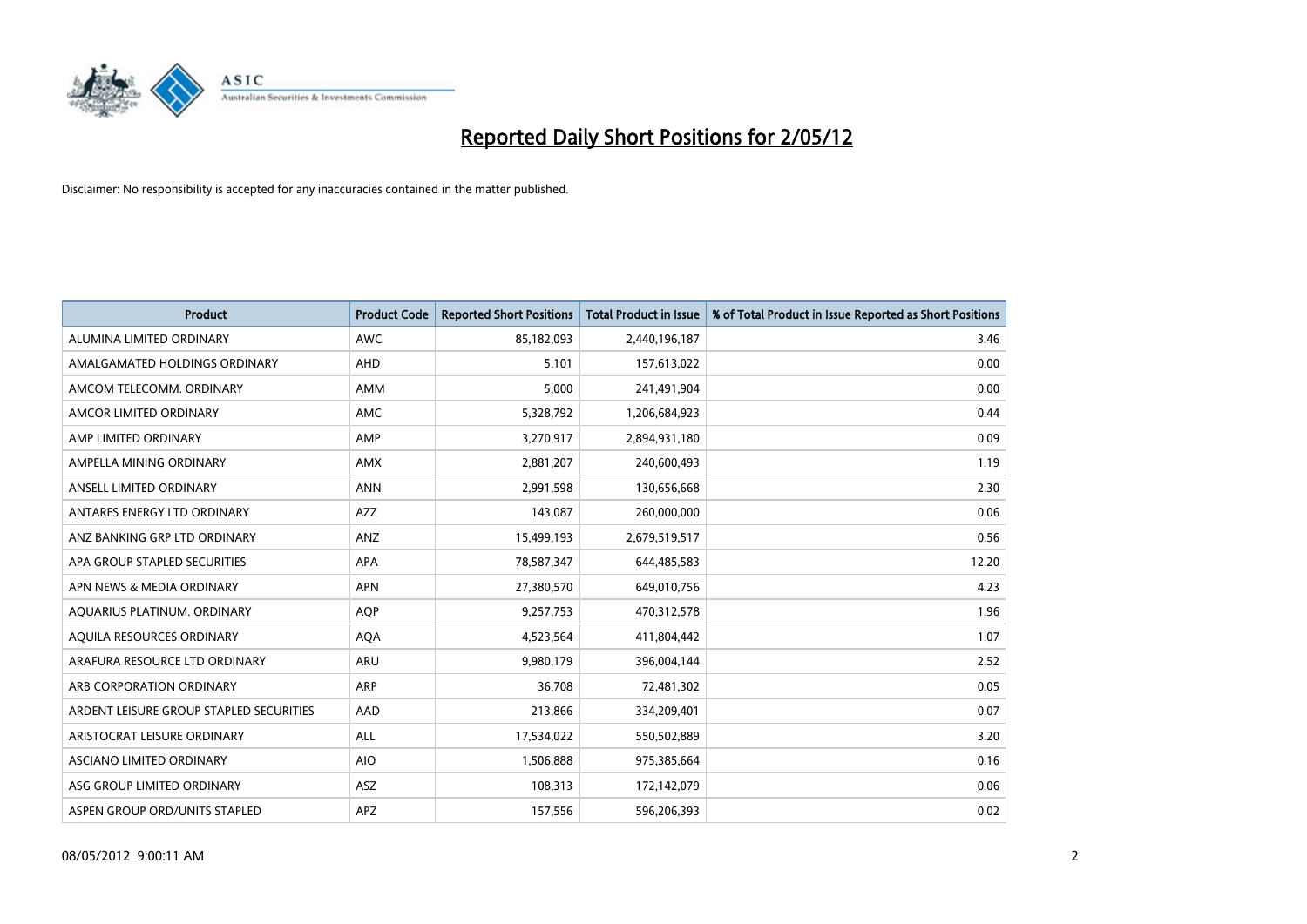# Reported Daily Short Positions for 2/05/12

Disclaimer: No responsibility is accepted for any inaccuracies contained in the matter published.

| Product | Product Code | Reported Short Positions | Total Product in Issue | % of Total Product in Issue Reported as Short Positions |
|---|---|---|---|---|
| ALUMINA LIMITED ORDINARY | AWC | 85,182,093 | 2,440,196,187 | 3.46 |
| AMALGAMATED HOLDINGS ORDINARY | AHD | 5,101 | 157,613,022 | 0.00 |
| AMCOM TELECOMM. ORDINARY | AMM | 5,000 | 241,491,904 | 0.00 |
| AMCOR LIMITED ORDINARY | AMC | 5,328,792 | 1,206,684,923 | 0.44 |
| AMP LIMITED ORDINARY | AMP | 3,270,917 | 2,894,931,180 | 0.09 |
| AMPELLA MINING ORDINARY | AMX | 2,881,207 | 240,600,493 | 1.19 |
| ANSELL LIMITED ORDINARY | ANN | 2,991,598 | 130,656,668 | 2.30 |
| ANTARES ENERGY LTD ORDINARY | AZZ | 143,087 | 260,000,000 | 0.06 |
| ANZ BANKING GRP LTD ORDINARY | ANZ | 15,499,193 | 2,679,519,517 | 0.56 |
| APA GROUP STAPLED SECURITIES | APA | 78,587,347 | 644,485,583 | 12.20 |
| APN NEWS & MEDIA ORDINARY | APN | 27,380,570 | 649,010,756 | 4.23 |
| AQUARIUS PLATINUM. ORDINARY | AQP | 9,257,753 | 470,312,578 | 1.96 |
| AQUILA RESOURCES ORDINARY | AQA | 4,523,564 | 411,804,442 | 1.07 |
| ARAFURA RESOURCE LTD ORDINARY | ARU | 9,980,179 | 396,004,144 | 2.52 |
| ARB CORPORATION ORDINARY | ARP | 36,708 | 72,481,302 | 0.05 |
| ARDENT LEISURE GROUP STAPLED SECURITIES | AAD | 213,866 | 334,209,401 | 0.07 |
| ARISTOCRAT LEISURE ORDINARY | ALL | 17,534,022 | 550,502,889 | 3.20 |
| ASCIANO LIMITED ORDINARY | AIO | 1,506,888 | 975,385,664 | 0.16 |
| ASG GROUP LIMITED ORDINARY | ASZ | 108,313 | 172,142,079 | 0.06 |
| ASPEN GROUP ORD/UNITS STAPLED | APZ | 157,556 | 596,206,393 | 0.02 |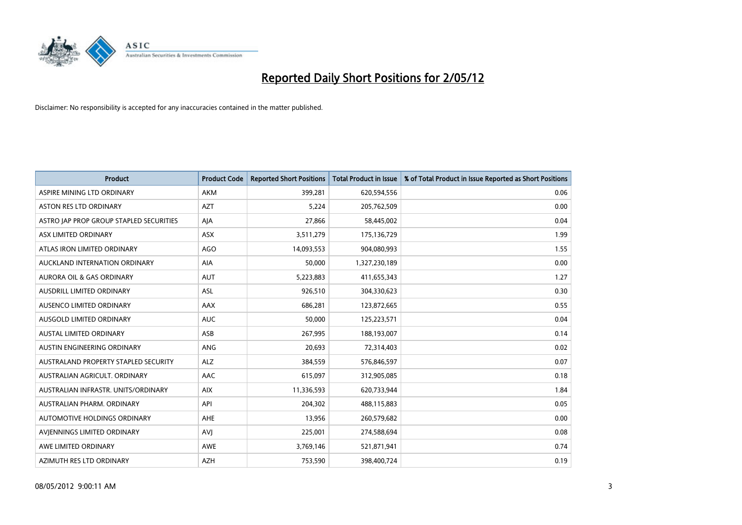# Reported Daily Short Positions for 2/05/12

Disclaimer: No responsibility is accepted for any inaccuracies contained in the matter published.

| Product | Product Code | Reported Short Positions | Total Product in Issue | % of Total Product in Issue Reported as Short Positions |
|---|---|---|---|---|
| ASPIRE MINING LTD ORDINARY | AKM | 399,281 | 620,594,556 | 0.06 |
| ASTON RES LTD ORDINARY | AZT | 5,224 | 205,762,509 | 0.00 |
| ASTRO JAP PROP GROUP STAPLED SECURITIES | AJA | 27,866 | 58,445,002 | 0.04 |
| ASX LIMITED ORDINARY | ASX | 3,511,279 | 175,136,729 | 1.99 |
| ATLAS IRON LIMITED ORDINARY | AGO | 14,093,553 | 904,080,993 | 1.55 |
| AUCKLAND INTERNATION ORDINARY | AIA | 50,000 | 1,327,230,189 | 0.00 |
| AURORA OIL & GAS ORDINARY | AUT | 5,223,883 | 411,655,343 | 1.27 |
| AUSDRILL LIMITED ORDINARY | ASL | 926,510 | 304,330,623 | 0.30 |
| AUSENCO LIMITED ORDINARY | AAX | 686,281 | 123,872,665 | 0.55 |
| AUSGOLD LIMITED ORDINARY | AUC | 50,000 | 125,223,571 | 0.04 |
| AUSTAL LIMITED ORDINARY | ASB | 267,995 | 188,193,007 | 0.14 |
| AUSTIN ENGINEERING ORDINARY | ANG | 20,693 | 72,314,403 | 0.02 |
| AUSTRALAND PROPERTY STAPLED SECURITY | ALZ | 384,559 | 576,846,597 | 0.07 |
| AUSTRALIAN AGRICULT. ORDINARY | AAC | 615,097 | 312,905,085 | 0.18 |
| AUSTRALIAN INFRASTR. UNITS/ORDINARY | AIX | 11,336,593 | 620,733,944 | 1.84 |
| AUSTRALIAN PHARM. ORDINARY | API | 204,302 | 488,115,883 | 0.05 |
| AUTOMOTIVE HOLDINGS ORDINARY | AHE | 13,956 | 260,579,682 | 0.00 |
| AVJENNINGS LIMITED ORDINARY | AVJ | 225,001 | 274,588,694 | 0.08 |
| AWE LIMITED ORDINARY | AWE | 3,769,146 | 521,871,941 | 0.74 |
| AZIMUTH RES LTD ORDINARY | AZH | 753,590 | 398,400,724 | 0.19 |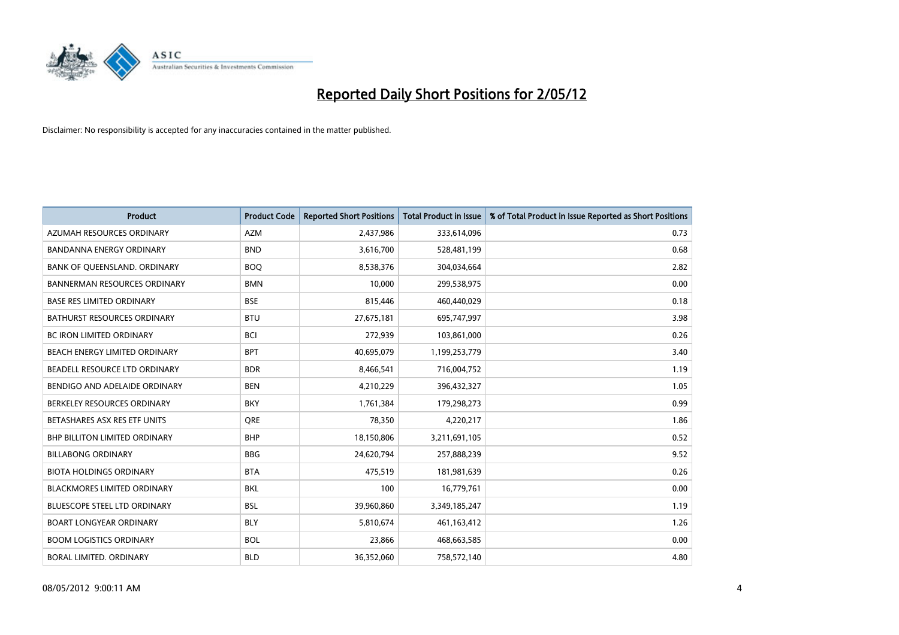# Reported Daily Short Positions for 2/05/12

Disclaimer: No responsibility is accepted for any inaccuracies contained in the matter published.

| Product | Product Code | Reported Short Positions | Total Product in Issue | % of Total Product in Issue Reported as Short Positions |
|---|---|---|---|---|
| AZUMAH RESOURCES ORDINARY | AZM | 2,437,986 | 333,614,096 | 0.73 |
| BANDANNA ENERGY ORDINARY | BND | 3,616,700 | 528,481,199 | 0.68 |
| BANK OF QUEENSLAND. ORDINARY | BOQ | 8,538,376 | 304,034,664 | 2.82 |
| BANNERMAN RESOURCES ORDINARY | BMN | 10,000 | 299,538,975 | 0.00 |
| BASE RES LIMITED ORDINARY | BSE | 815,446 | 460,440,029 | 0.18 |
| BATHURST RESOURCES ORDINARY | BTU | 27,675,181 | 695,747,997 | 3.98 |
| BC IRON LIMITED ORDINARY | BCI | 272,939 | 103,861,000 | 0.26 |
| BEACH ENERGY LIMITED ORDINARY | BPT | 40,695,079 | 1,199,253,779 | 3.40 |
| BEADELL RESOURCE LTD ORDINARY | BDR | 8,466,541 | 716,004,752 | 1.19 |
| BENDIGO AND ADELAIDE ORDINARY | BEN | 4,210,229 | 396,432,327 | 1.05 |
| BERKELEY RESOURCES ORDINARY | BKY | 1,761,384 | 179,298,273 | 0.99 |
| BETASHARES ASX RES ETF UNITS | QRE | 78,350 | 4,220,217 | 1.86 |
| BHP BILLITON LIMITED ORDINARY | BHP | 18,150,806 | 3,211,691,105 | 0.52 |
| BILLABONG ORDINARY | BBG | 24,620,794 | 257,888,239 | 9.52 |
| BIOTA HOLDINGS ORDINARY | BTA | 475,519 | 181,981,639 | 0.26 |
| BLACKMORES LIMITED ORDINARY | BKL | 100 | 16,779,761 | 0.00 |
| BLUESCOPE STEEL LTD ORDINARY | BSL | 39,960,860 | 3,349,185,247 | 1.19 |
| BOART LONGYEAR ORDINARY | BLY | 5,810,674 | 461,163,412 | 1.26 |
| BOOM LOGISTICS ORDINARY | BOL | 23,866 | 468,663,585 | 0.00 |
| BORAL LIMITED. ORDINARY | BLD | 36,352,060 | 758,572,140 | 4.80 |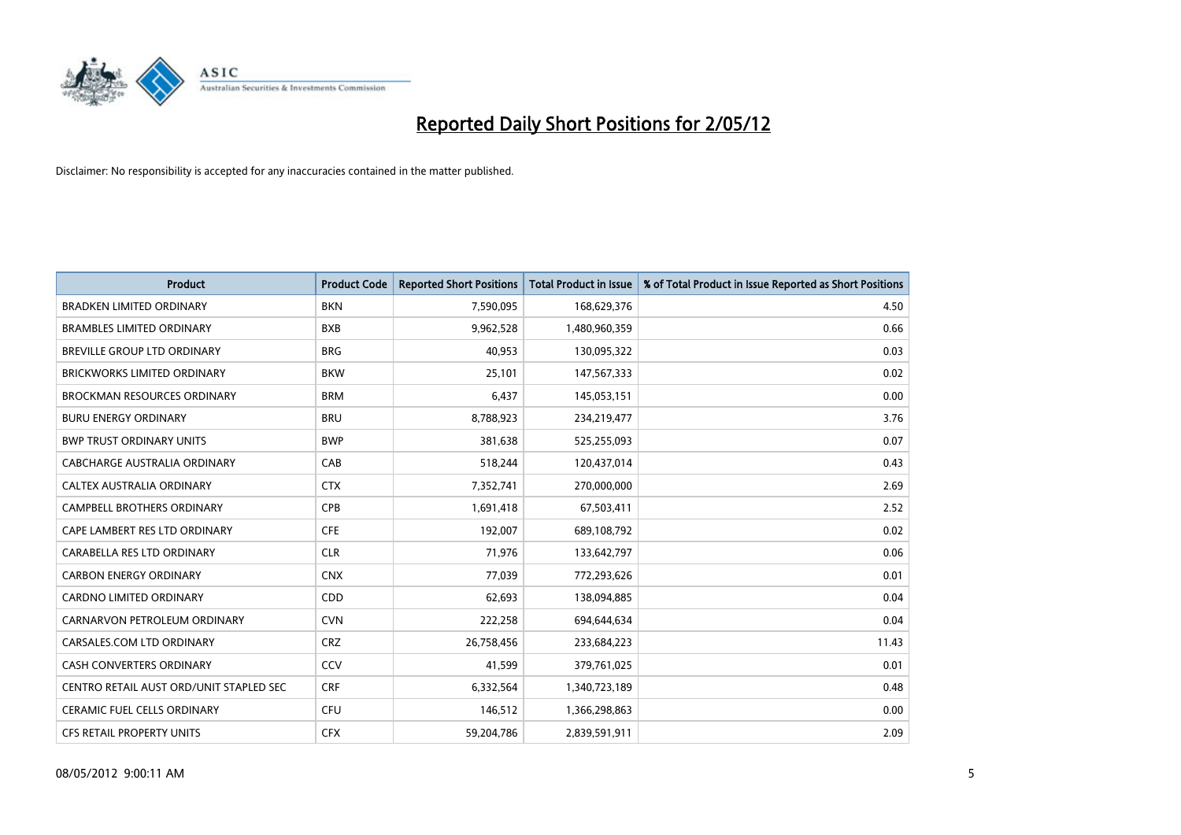# Reported Daily Short Positions for 2/05/12

Disclaimer: No responsibility is accepted for any inaccuracies contained in the matter published.

| Product | Product Code | Reported Short Positions | Total Product in Issue | % of Total Product in Issue Reported as Short Positions |
|---|---|---|---|---|
| BRADKEN LIMITED ORDINARY | BKN | 7,590,095 | 168,629,376 | 4.50 |
| BRAMBLES LIMITED ORDINARY | BXB | 9,962,528 | 1,480,960,359 | 0.66 |
| BREVILLE GROUP LTD ORDINARY | BRG | 40,953 | 130,095,322 | 0.03 |
| BRICKWORKS LIMITED ORDINARY | BKW | 25,101 | 147,567,333 | 0.02 |
| BROCKMAN RESOURCES ORDINARY | BRM | 6,437 | 145,053,151 | 0.00 |
| BURU ENERGY ORDINARY | BRU | 8,788,923 | 234,219,477 | 3.76 |
| BWP TRUST ORDINARY UNITS | BWP | 381,638 | 525,255,093 | 0.07 |
| CABCHARGE AUSTRALIA ORDINARY | CAB | 518,244 | 120,437,014 | 0.43 |
| CALTEX AUSTRALIA ORDINARY | CTX | 7,352,741 | 270,000,000 | 2.69 |
| CAMPBELL BROTHERS ORDINARY | CPB | 1,691,418 | 67,503,411 | 2.52 |
| CAPE LAMBERT RES LTD ORDINARY | CFE | 192,007 | 689,108,792 | 0.02 |
| CARABELLA RES LTD ORDINARY | CLR | 71,976 | 133,642,797 | 0.06 |
| CARBON ENERGY ORDINARY | CNX | 77,039 | 772,293,626 | 0.01 |
| CARDNO LIMITED ORDINARY | CDD | 62,693 | 138,094,885 | 0.04 |
| CARNARVON PETROLEUM ORDINARY | CVN | 222,258 | 694,644,634 | 0.04 |
| CARSALES.COM LTD ORDINARY | CRZ | 26,758,456 | 233,684,223 | 11.43 |
| CASH CONVERTERS ORDINARY | CCV | 41,599 | 379,761,025 | 0.01 |
| CENTRO RETAIL AUST ORD/UNIT STAPLED SEC | CRF | 6,332,564 | 1,340,723,189 | 0.48 |
| CERAMIC FUEL CELLS ORDINARY | CFU | 146,512 | 1,366,298,863 | 0.00 |
| CFS RETAIL PROPERTY UNITS | CFX | 59,204,786 | 2,839,591,911 | 2.09 |

08/05/2012 9:00:11 AM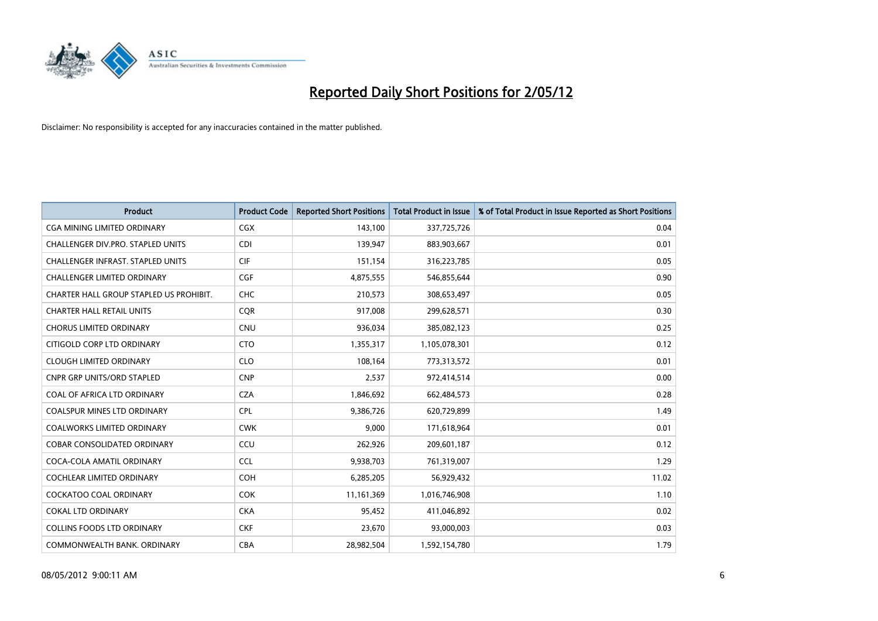# Reported Daily Short Positions for 2/05/12

Disclaimer: No responsibility is accepted for any inaccuracies contained in the matter published.

| Product | Product Code | Reported Short Positions | Total Product in Issue | % of Total Product in Issue Reported as Short Positions |
|---|---|---|---|---|
| CGA MINING LIMITED ORDINARY | CGX | 143,100 | 337,725,726 | 0.04 |
| CHALLENGER DIV.PRO. STAPLED UNITS | CDI | 139,947 | 883,903,667 | 0.01 |
| CHALLENGER INFRAST. STAPLED UNITS | CIF | 151,154 | 316,223,785 | 0.05 |
| CHALLENGER LIMITED ORDINARY | CGF | 4,875,555 | 546,855,644 | 0.90 |
| CHARTER HALL GROUP STAPLED US PROHIBIT. | CHC | 210,573 | 308,653,497 | 0.05 |
| CHARTER HALL RETAIL UNITS | CQR | 917,008 | 299,628,571 | 0.30 |
| CHORUS LIMITED ORDINARY | CNU | 936,034 | 385,082,123 | 0.25 |
| CITIGOLD CORP LTD ORDINARY | CTO | 1,355,317 | 1,105,078,301 | 0.12 |
| CLOUGH LIMITED ORDINARY | CLO | 108,164 | 773,313,572 | 0.01 |
| CNPR GRP UNITS/ORD STAPLED | CNP | 2,537 | 972,414,514 | 0.00 |
| COAL OF AFRICA LTD ORDINARY | CZA | 1,846,692 | 662,484,573 | 0.28 |
| COALSPUR MINES LTD ORDINARY | CPL | 9,386,726 | 620,729,899 | 1.49 |
| COALWORKS LIMITED ORDINARY | CWK | 9,000 | 171,618,964 | 0.01 |
| COBAR CONSOLIDATED ORDINARY | CCU | 262,926 | 209,601,187 | 0.12 |
| COCA-COLA AMATIL ORDINARY | CCL | 9,938,703 | 761,319,007 | 1.29 |
| COCHLEAR LIMITED ORDINARY | COH | 6,285,205 | 56,929,432 | 11.02 |
| COCKATOO COAL ORDINARY | COK | 11,161,369 | 1,016,746,908 | 1.10 |
| COKAL LTD ORDINARY | CKA | 95,452 | 411,046,892 | 0.02 |
| COLLINS FOODS LTD ORDINARY | CKF | 23,670 | 93,000,003 | 0.03 |
| COMMONWEALTH BANK. ORDINARY | CBA | 28,982,504 | 1,592,154,780 | 1.79 |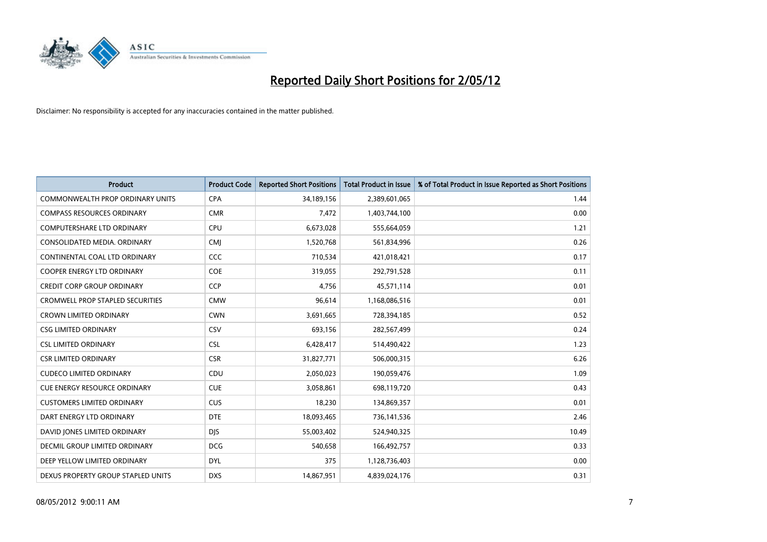# Reported Daily Short Positions for 2/05/12

Disclaimer: No responsibility is accepted for any inaccuracies contained in the matter published.

| Product | Product Code | Reported Short Positions | Total Product in Issue | % of Total Product in Issue Reported as Short Positions |
|---|---|---|---|---|
| COMMONWEALTH PROP ORDINARY UNITS | CPA | 34,189,156 | 2,389,601,065 | 1.44 |
| COMPASS RESOURCES ORDINARY | CMR | 7,472 | 1,403,744,100 | 0.00 |
| COMPUTERSHARE LTD ORDINARY | CPU | 6,673,028 | 555,664,059 | 1.21 |
| CONSOLIDATED MEDIA. ORDINARY | CMJ | 1,520,768 | 561,834,996 | 0.26 |
| CONTINENTAL COAL LTD ORDINARY | CCC | 710,534 | 421,018,421 | 0.17 |
| COOPER ENERGY LTD ORDINARY | COE | 319,055 | 292,791,528 | 0.11 |
| CREDIT CORP GROUP ORDINARY | CCP | 4,756 | 45,571,114 | 0.01 |
| CROMWELL PROP STAPLED SECURITIES | CMW | 96,614 | 1,168,086,516 | 0.01 |
| CROWN LIMITED ORDINARY | CWN | 3,691,665 | 728,394,185 | 0.52 |
| CSG LIMITED ORDINARY | CSV | 693,156 | 282,567,499 | 0.24 |
| CSL LIMITED ORDINARY | CSL | 6,428,417 | 514,490,422 | 1.23 |
| CSR LIMITED ORDINARY | CSR | 31,827,771 | 506,000,315 | 6.26 |
| CUDECO LIMITED ORDINARY | CDU | 2,050,023 | 190,059,476 | 1.09 |
| CUE ENERGY RESOURCE ORDINARY | CUE | 3,058,861 | 698,119,720 | 0.43 |
| CUSTOMERS LIMITED ORDINARY | CUS | 18,230 | 134,869,357 | 0.01 |
| DART ENERGY LTD ORDINARY | DTE | 18,093,465 | 736,141,536 | 2.46 |
| DAVID JONES LIMITED ORDINARY | DJS | 55,003,402 | 524,940,325 | 10.49 |
| DECMIL GROUP LIMITED ORDINARY | DCG | 540,658 | 166,492,757 | 0.33 |
| DEEP YELLOW LIMITED ORDINARY | DYL | 375 | 1,128,736,403 | 0.00 |
| DEXUS PROPERTY GROUP STAPLED UNITS | DXS | 14,867,951 | 4,839,024,176 | 0.31 |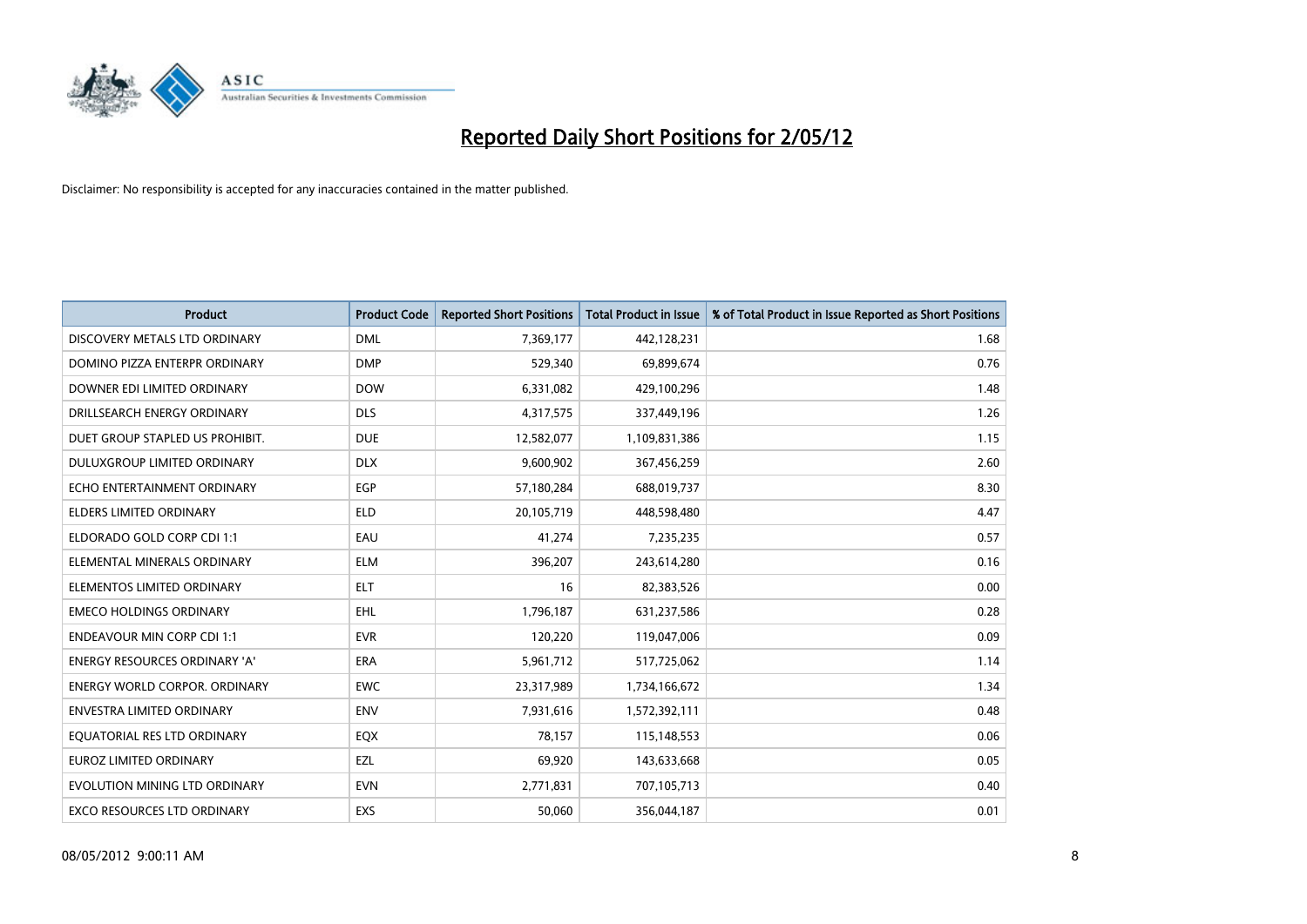# Reported Daily Short Positions for 2/05/12

Disclaimer: No responsibility is accepted for any inaccuracies contained in the matter published.

| Product | Product Code | Reported Short Positions | Total Product in Issue | % of Total Product in Issue Reported as Short Positions |
|---|---|---|---|---|
| DISCOVERY METALS LTD ORDINARY | DML | 7,369,177 | 442,128,231 | 1.68 |
| DOMINO PIZZA ENTERPR ORDINARY | DMP | 529,340 | 69,899,674 | 0.76 |
| DOWNER EDI LIMITED ORDINARY | DOW | 6,331,082 | 429,100,296 | 1.48 |
| DRILLSEARCH ENERGY ORDINARY | DLS | 4,317,575 | 337,449,196 | 1.26 |
| DUET GROUP STAPLED US PROHIBIT. | DUE | 12,582,077 | 1,109,831,386 | 1.15 |
| DULUXGROUP LIMITED ORDINARY | DLX | 9,600,902 | 367,456,259 | 2.60 |
| ECHO ENTERTAINMENT ORDINARY | EGP | 57,180,284 | 688,019,737 | 8.30 |
| ELDERS LIMITED ORDINARY | ELD | 20,105,719 | 448,598,480 | 4.47 |
| ELDORADO GOLD CORP CDI 1:1 | EAU | 41,274 | 7,235,235 | 0.57 |
| ELEMENTAL MINERALS ORDINARY | ELM | 396,207 | 243,614,280 | 0.16 |
| ELEMENTOS LIMITED ORDINARY | ELT | 16 | 82,383,526 | 0.00 |
| EMECO HOLDINGS ORDINARY | EHL | 1,796,187 | 631,237,586 | 0.28 |
| ENDEAVOUR MIN CORP CDI 1:1 | EVR | 120,220 | 119,047,006 | 0.09 |
| ENERGY RESOURCES ORDINARY 'A' | ERA | 5,961,712 | 517,725,062 | 1.14 |
| ENERGY WORLD CORPOR. ORDINARY | EWC | 23,317,989 | 1,734,166,672 | 1.34 |
| ENVESTRA LIMITED ORDINARY | ENV | 7,931,616 | 1,572,392,111 | 0.48 |
| EQUATORIAL RES LTD ORDINARY | EQX | 78,157 | 115,148,553 | 0.06 |
| EUROZ LIMITED ORDINARY | EZL | 69,920 | 143,633,668 | 0.05 |
| EVOLUTION MINING LTD ORDINARY | EVN | 2,771,831 | 707,105,713 | 0.40 |
| EXCO RESOURCES LTD ORDINARY | EXS | 50,060 | 356,044,187 | 0.01 |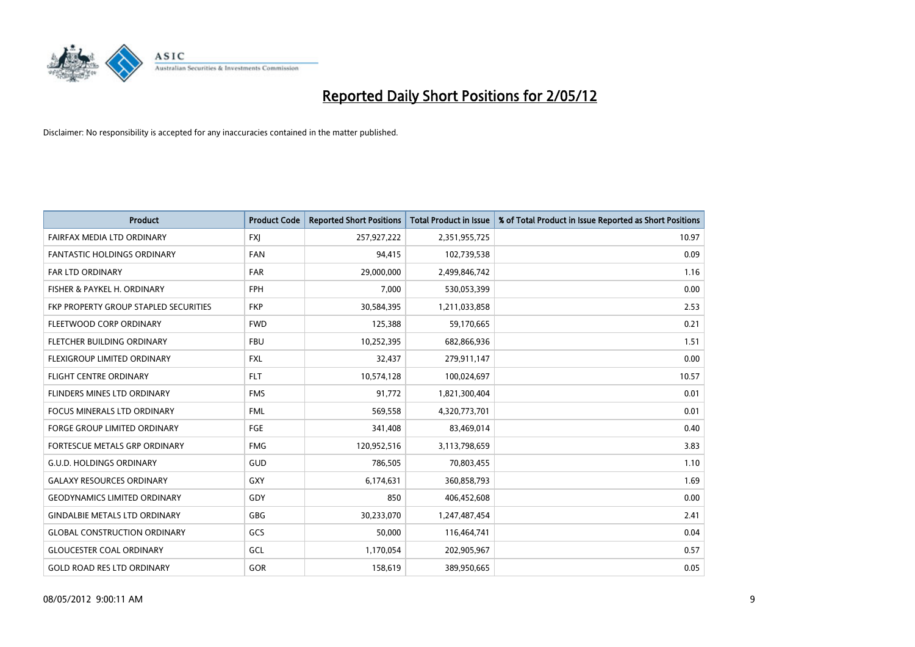# Reported Daily Short Positions for 2/05/12

Disclaimer: No responsibility is accepted for any inaccuracies contained in the matter published.

| Product | Product Code | Reported Short Positions | Total Product in Issue | % of Total Product in Issue Reported as Short Positions |
|---|---|---|---|---|
| FAIRFAX MEDIA LTD ORDINARY | FXJ | 257,927,222 | 2,351,955,725 | 10.97 |
| FANTASTIC HOLDINGS ORDINARY | FAN | 94,415 | 102,739,538 | 0.09 |
| FAR LTD ORDINARY | FAR | 29,000,000 | 2,499,846,742 | 1.16 |
| FISHER & PAYKEL H. ORDINARY | FPH | 7,000 | 530,053,399 | 0.00 |
| FKP PROPERTY GROUP STAPLED SECURITIES | FKP | 30,584,395 | 1,211,033,858 | 2.53 |
| FLEETWOOD CORP ORDINARY | FWD | 125,388 | 59,170,665 | 0.21 |
| FLETCHER BUILDING ORDINARY | FBU | 10,252,395 | 682,866,936 | 1.51 |
| FLEXIGROUP LIMITED ORDINARY | FXL | 32,437 | 279,911,147 | 0.00 |
| FLIGHT CENTRE ORDINARY | FLT | 10,574,128 | 100,024,697 | 10.57 |
| FLINDERS MINES LTD ORDINARY | FMS | 91,772 | 1,821,300,404 | 0.01 |
| FOCUS MINERALS LTD ORDINARY | FML | 569,558 | 4,320,773,701 | 0.01 |
| FORGE GROUP LIMITED ORDINARY | FGE | 341,408 | 83,469,014 | 0.40 |
| FORTESCUE METALS GRP ORDINARY | FMG | 120,952,516 | 3,113,798,659 | 3.83 |
| G.U.D. HOLDINGS ORDINARY | GUD | 786,505 | 70,803,455 | 1.10 |
| GALAXY RESOURCES ORDINARY | GXY | 6,174,631 | 360,858,793 | 1.69 |
| GEODYNAMICS LIMITED ORDINARY | GDY | 850 | 406,452,608 | 0.00 |
| GINDALBIE METALS LTD ORDINARY | GBG | 30,233,070 | 1,247,487,454 | 2.41 |
| GLOBAL CONSTRUCTION ORDINARY | GCS | 50,000 | 116,464,741 | 0.04 |
| GLOUCESTER COAL ORDINARY | GCL | 1,170,054 | 202,905,967 | 0.57 |
| GOLD ROAD RES LTD ORDINARY | GOR | 158,619 | 389,950,665 | 0.05 |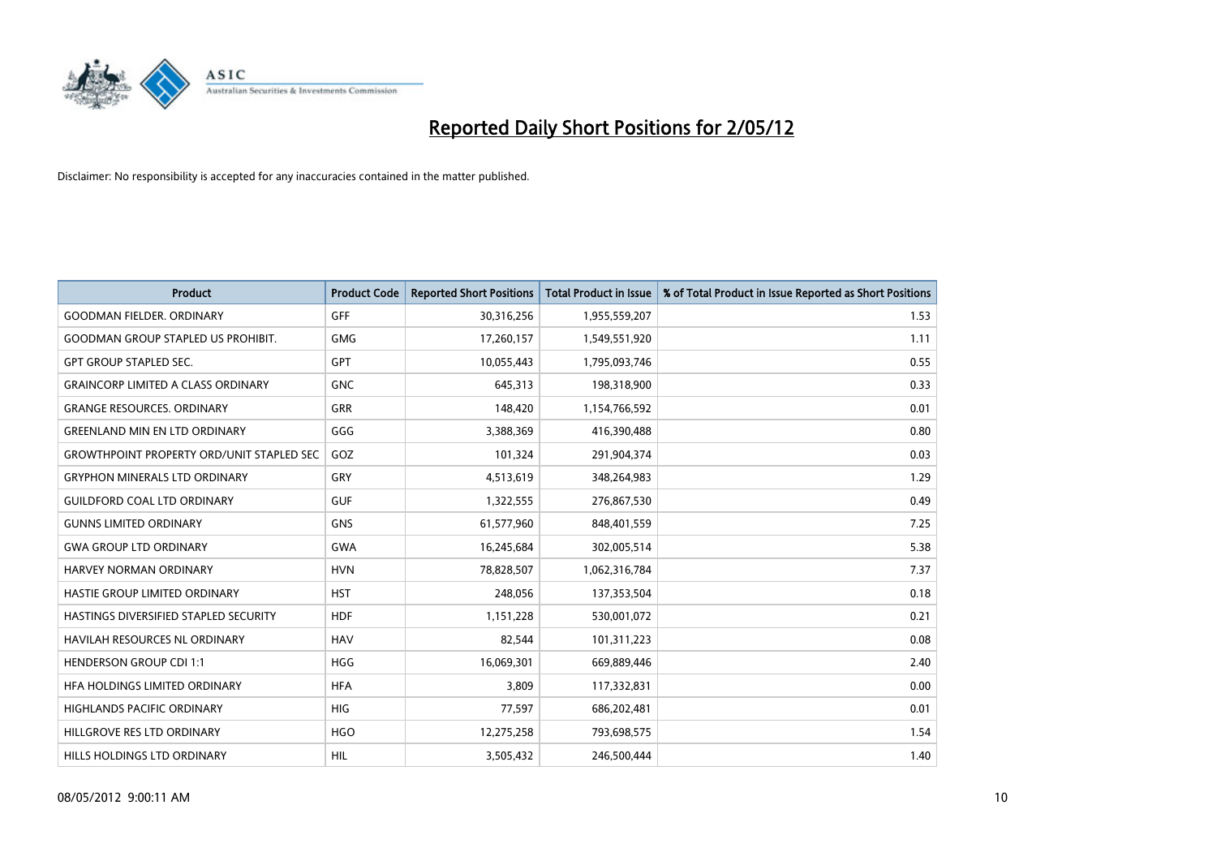# Reported Daily Short Positions for 2/05/12

Disclaimer: No responsibility is accepted for any inaccuracies contained in the matter published.

| Product | Product Code | Reported Short Positions | Total Product in Issue | % of Total Product in Issue Reported as Short Positions |
|---|---|---|---|---|
| GOODMAN FIELDER. ORDINARY | GFF | 30,316,256 | 1,955,559,207 | 1.53 |
| GOODMAN GROUP STAPLED US PROHIBIT. | GMG | 17,260,157 | 1,549,551,920 | 1.11 |
| GPT GROUP STAPLED SEC. | GPT | 10,055,443 | 1,795,093,746 | 0.55 |
| GRAINCORP LIMITED A CLASS ORDINARY | GNC | 645,313 | 198,318,900 | 0.33 |
| GRANGE RESOURCES. ORDINARY | GRR | 148,420 | 1,154,766,592 | 0.01 |
| GREENLAND MIN EN LTD ORDINARY | GGG | 3,388,369 | 416,390,488 | 0.80 |
| GROWTHPOINT PROPERTY ORD/UNIT STAPLED SEC | GOZ | 101,324 | 291,904,374 | 0.03 |
| GRYPHON MINERALS LTD ORDINARY | GRY | 4,513,619 | 348,264,983 | 1.29 |
| GUILDFORD COAL LTD ORDINARY | GUF | 1,322,555 | 276,867,530 | 0.49 |
| GUNNS LIMITED ORDINARY | GNS | 61,577,960 | 848,401,559 | 7.25 |
| GWA GROUP LTD ORDINARY | GWA | 16,245,684 | 302,005,514 | 5.38 |
| HARVEY NORMAN ORDINARY | HVN | 78,828,507 | 1,062,316,784 | 7.37 |
| HASTIE GROUP LIMITED ORDINARY | HST | 248,056 | 137,353,504 | 0.18 |
| HASTINGS DIVERSIFIED STAPLED SECURITY | HDF | 1,151,228 | 530,001,072 | 0.21 |
| HAVILAH RESOURCES NL ORDINARY | HAV | 82,544 | 101,311,223 | 0.08 |
| HENDERSON GROUP CDI 1:1 | HGG | 16,069,301 | 669,889,446 | 2.40 |
| HFA HOLDINGS LIMITED ORDINARY | HFA | 3,809 | 117,332,831 | 0.00 |
| HIGHLANDS PACIFIC ORDINARY | HIG | 77,597 | 686,202,481 | 0.01 |
| HILLGROVE RES LTD ORDINARY | HGO | 12,275,258 | 793,698,575 | 1.54 |
| HILLS HOLDINGS LTD ORDINARY | HIL | 3,505,432 | 246,500,444 | 1.40 |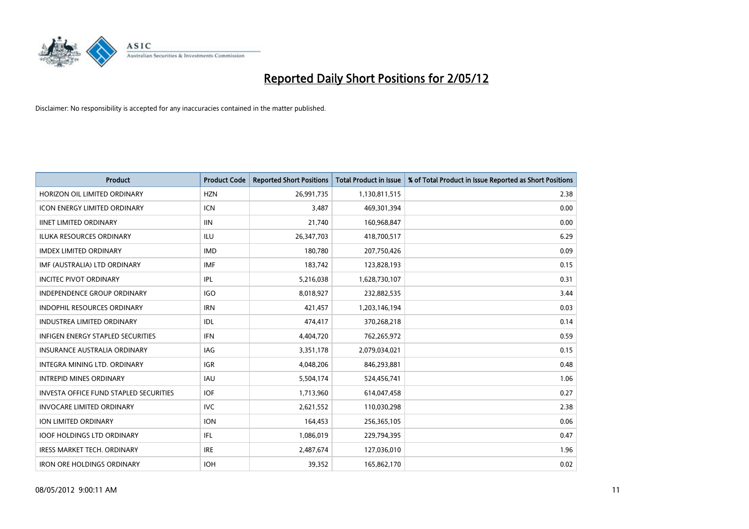# Reported Daily Short Positions for 2/05/12

Disclaimer: No responsibility is accepted for any inaccuracies contained in the matter published.

| Product | Product Code | Reported Short Positions | Total Product in Issue | % of Total Product in Issue Reported as Short Positions |
|---|---|---|---|---|
| HORIZON OIL LIMITED ORDINARY | HZN | 26,991,735 | 1,130,811,515 | 2.38 |
| ICON ENERGY LIMITED ORDINARY | ICN | 3,487 | 469,301,394 | 0.00 |
| IINET LIMITED ORDINARY | IIN | 21,740 | 160,968,847 | 0.00 |
| ILUKA RESOURCES ORDINARY | ILU | 26,347,703 | 418,700,517 | 6.29 |
| IMDEX LIMITED ORDINARY | IMD | 180,780 | 207,750,426 | 0.09 |
| IMF (AUSTRALIA) LTD ORDINARY | IMF | 183,742 | 123,828,193 | 0.15 |
| INCITEC PIVOT ORDINARY | IPL | 5,216,038 | 1,628,730,107 | 0.31 |
| INDEPENDENCE GROUP ORDINARY | IGO | 8,018,927 | 232,882,535 | 3.44 |
| INDOPHIL RESOURCES ORDINARY | IRN | 421,457 | 1,203,146,194 | 0.03 |
| INDUSTREA LIMITED ORDINARY | IDL | 474,417 | 370,268,218 | 0.14 |
| INFIGEN ENERGY STAPLED SECURITIES | IFN | 4,404,720 | 762,265,972 | 0.59 |
| INSURANCE AUSTRALIA ORDINARY | IAG | 3,351,178 | 2,079,034,021 | 0.15 |
| INTEGRA MINING LTD. ORDINARY | IGR | 4,048,206 | 846,293,881 | 0.48 |
| INTREPID MINES ORDINARY | IAU | 5,504,174 | 524,456,741 | 1.06 |
| INVESTA OFFICE FUND STAPLED SECURITIES | IOF | 1,713,960 | 614,047,458 | 0.27 |
| INVOCARE LIMITED ORDINARY | IVC | 2,621,552 | 110,030,298 | 2.38 |
| ION LIMITED ORDINARY | ION | 164,453 | 256,365,105 | 0.06 |
| IOOF HOLDINGS LTD ORDINARY | IFL | 1,086,019 | 229,794,395 | 0.47 |
| IRESS MARKET TECH. ORDINARY | IRE | 2,487,674 | 127,036,010 | 1.96 |
| IRON ORE HOLDINGS ORDINARY | IOH | 39,352 | 165,862,170 | 0.02 |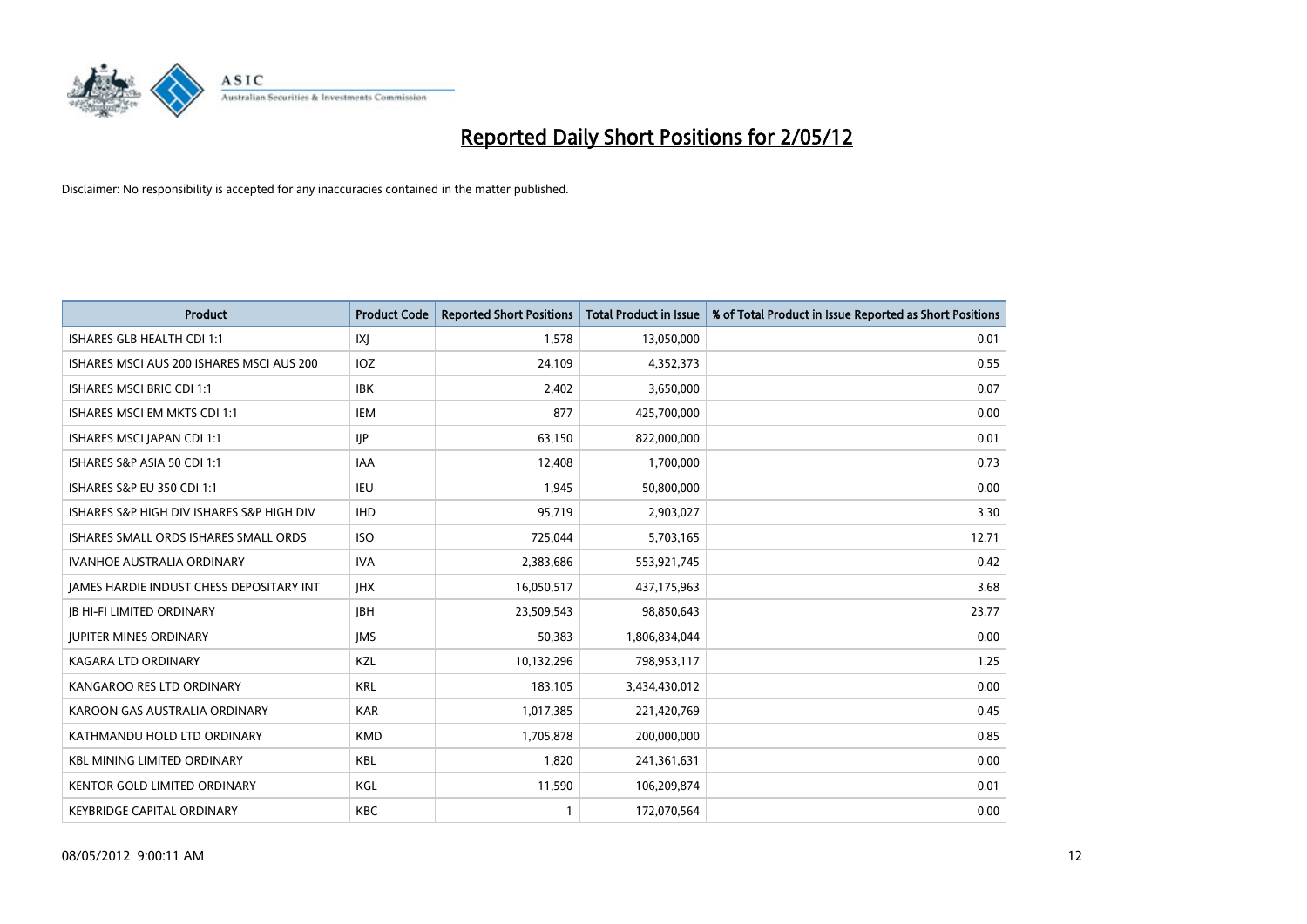# Reported Daily Short Positions for 2/05/12

Disclaimer: No responsibility is accepted for any inaccuracies contained in the matter published.

| Product | Product Code | Reported Short Positions | Total Product in Issue | % of Total Product in Issue Reported as Short Positions |
|---|---|---|---|---|
| ISHARES GLB HEALTH CDI 1:1 | IXJ | 1,578 | 13,050,000 | 0.01 |
| ISHARES MSCI AUS 200 ISHARES MSCI AUS 200 | IOZ | 24,109 | 4,352,373 | 0.55 |
| ISHARES MSCI BRIC CDI 1:1 | IBK | 2,402 | 3,650,000 | 0.07 |
| ISHARES MSCI EM MKTS CDI 1:1 | IEM | 877 | 425,700,000 | 0.00 |
| ISHARES MSCI JAPAN CDI 1:1 | IJP | 63,150 | 822,000,000 | 0.01 |
| ISHARES S&P ASIA 50 CDI 1:1 | IAA | 12,408 | 1,700,000 | 0.73 |
| ISHARES S&P EU 350 CDI 1:1 | IEU | 1,945 | 50,800,000 | 0.00 |
| ISHARES S&P HIGH DIV ISHARES S&P HIGH DIV | IHD | 95,719 | 2,903,027 | 3.30 |
| ISHARES SMALL ORDS ISHARES SMALL ORDS | ISO | 725,044 | 5,703,165 | 12.71 |
| IVANHOE AUSTRALIA ORDINARY | IVA | 2,383,686 | 553,921,745 | 0.42 |
| JAMES HARDIE INDUST CHESS DEPOSITARY INT | JHX | 16,050,517 | 437,175,963 | 3.68 |
| JB HI-FI LIMITED ORDINARY | JBH | 23,509,543 | 98,850,643 | 23.77 |
| JUPITER MINES ORDINARY | JMS | 50,383 | 1,806,834,044 | 0.00 |
| KAGARA LTD ORDINARY | KZL | 10,132,296 | 798,953,117 | 1.25 |
| KANGAROO RES LTD ORDINARY | KRL | 183,105 | 3,434,430,012 | 0.00 |
| KAROON GAS AUSTRALIA ORDINARY | KAR | 1,017,385 | 221,420,769 | 0.45 |
| KATHMANDU HOLD LTD ORDINARY | KMD | 1,705,878 | 200,000,000 | 0.85 |
| KBL MINING LIMITED ORDINARY | KBL | 1,820 | 241,361,631 | 0.00 |
| KENTOR GOLD LIMITED ORDINARY | KGL | 11,590 | 106,209,874 | 0.01 |
| KEYBRIDGE CAPITAL ORDINARY | KBC | 1 | 172,070,564 | 0.00 |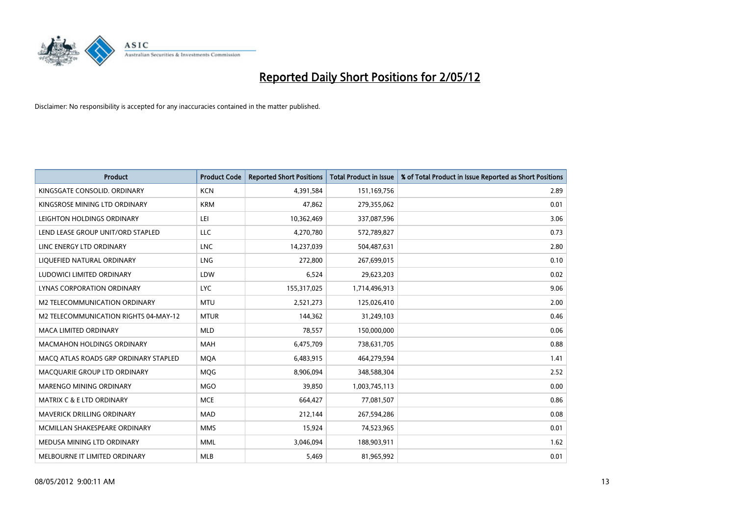# Reported Daily Short Positions for 2/05/12

Disclaimer: No responsibility is accepted for any inaccuracies contained in the matter published.

| Product | Product Code | Reported Short Positions | Total Product in Issue | % of Total Product in Issue Reported as Short Positions |
|---|---|---|---|---|
| KINGSGATE CONSOLID. ORDINARY | KCN | 4,391,584 | 151,169,756 | 2.89 |
| KINGSROSE MINING LTD ORDINARY | KRM | 47,862 | 279,355,062 | 0.01 |
| LEIGHTON HOLDINGS ORDINARY | LEI | 10,362,469 | 337,087,596 | 3.06 |
| LEND LEASE GROUP UNIT/ORD STAPLED | LLC | 4,270,780 | 572,789,827 | 0.73 |
| LINC ENERGY LTD ORDINARY | LNC | 14,237,039 | 504,487,631 | 2.80 |
| LIQUEFIED NATURAL ORDINARY | LNG | 272,800 | 267,699,015 | 0.10 |
| LUDOWICI LIMITED ORDINARY | LDW | 6,524 | 29,623,203 | 0.02 |
| LYNAS CORPORATION ORDINARY | LYC | 155,317,025 | 1,714,496,913 | 9.06 |
| M2 TELECOMMUNICATION ORDINARY | MTU | 2,521,273 | 125,026,410 | 2.00 |
| M2 TELECOMMUNICATION RIGHTS 04-MAY-12 | MTUR | 144,362 | 31,249,103 | 0.46 |
| MACA LIMITED ORDINARY | MLD | 78,557 | 150,000,000 | 0.06 |
| MACMAHON HOLDINGS ORDINARY | MAH | 6,475,709 | 738,631,705 | 0.88 |
| MACQ ATLAS ROADS GRP ORDINARY STAPLED | MQA | 6,483,915 | 464,279,594 | 1.41 |
| MACQUARIE GROUP LTD ORDINARY | MQG | 8,906,094 | 348,588,304 | 2.52 |
| MARENGO MINING ORDINARY | MGO | 39,850 | 1,003,745,113 | 0.00 |
| MATRIX C & E LTD ORDINARY | MCE | 664,427 | 77,081,507 | 0.86 |
| MAVERICK DRILLING ORDINARY | MAD | 212,144 | 267,594,286 | 0.08 |
| MCMILLAN SHAKESPEARE ORDINARY | MMS | 15,924 | 74,523,965 | 0.01 |
| MEDUSA MINING LTD ORDINARY | MML | 3,046,094 | 188,903,911 | 1.62 |
| MELBOURNE IT LIMITED ORDINARY | MLB | 5,469 | 81,965,992 | 0.01 |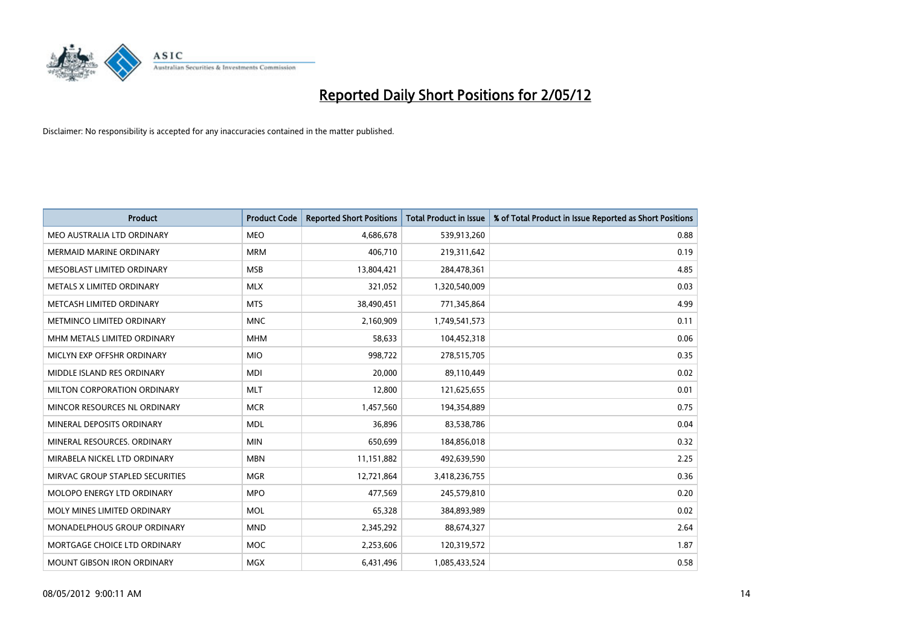# Reported Daily Short Positions for 2/05/12

Disclaimer: No responsibility is accepted for any inaccuracies contained in the matter published.

| Product | Product Code | Reported Short Positions | Total Product in Issue | % of Total Product in Issue Reported as Short Positions |
|---|---|---|---|---|
| MEO AUSTRALIA LTD ORDINARY | MEO | 4,686,678 | 539,913,260 | 0.88 |
| MERMAID MARINE ORDINARY | MRM | 406,710 | 219,311,642 | 0.19 |
| MESOBLAST LIMITED ORDINARY | MSB | 13,804,421 | 284,478,361 | 4.85 |
| METALS X LIMITED ORDINARY | MLX | 321,052 | 1,320,540,009 | 0.03 |
| METCASH LIMITED ORDINARY | MTS | 38,490,451 | 771,345,864 | 4.99 |
| METMINCO LIMITED ORDINARY | MNC | 2,160,909 | 1,749,541,573 | 0.11 |
| MHM METALS LIMITED ORDINARY | MHM | 58,633 | 104,452,318 | 0.06 |
| MICLYN EXP OFFSHR ORDINARY | MIO | 998,722 | 278,515,705 | 0.35 |
| MIDDLE ISLAND RES ORDINARY | MDI | 20,000 | 89,110,449 | 0.02 |
| MILTON CORPORATION ORDINARY | MLT | 12,800 | 121,625,655 | 0.01 |
| MINCOR RESOURCES NL ORDINARY | MCR | 1,457,560 | 194,354,889 | 0.75 |
| MINERAL DEPOSITS ORDINARY | MDL | 36,896 | 83,538,786 | 0.04 |
| MINERAL RESOURCES. ORDINARY | MIN | 650,699 | 184,856,018 | 0.32 |
| MIRABELA NICKEL LTD ORDINARY | MBN | 11,151,882 | 492,639,590 | 2.25 |
| MIRVAC GROUP STAPLED SECURITIES | MGR | 12,721,864 | 3,418,236,755 | 0.36 |
| MOLOPO ENERGY LTD ORDINARY | MPO | 477,569 | 245,579,810 | 0.20 |
| MOLY MINES LIMITED ORDINARY | MOL | 65,328 | 384,893,989 | 0.02 |
| MONADELPHOUS GROUP ORDINARY | MND | 2,345,292 | 88,674,327 | 2.64 |
| MORTGAGE CHOICE LTD ORDINARY | MOC | 2,253,606 | 120,319,572 | 1.87 |
| MOUNT GIBSON IRON ORDINARY | MGX | 6,431,496 | 1,085,433,524 | 0.58 |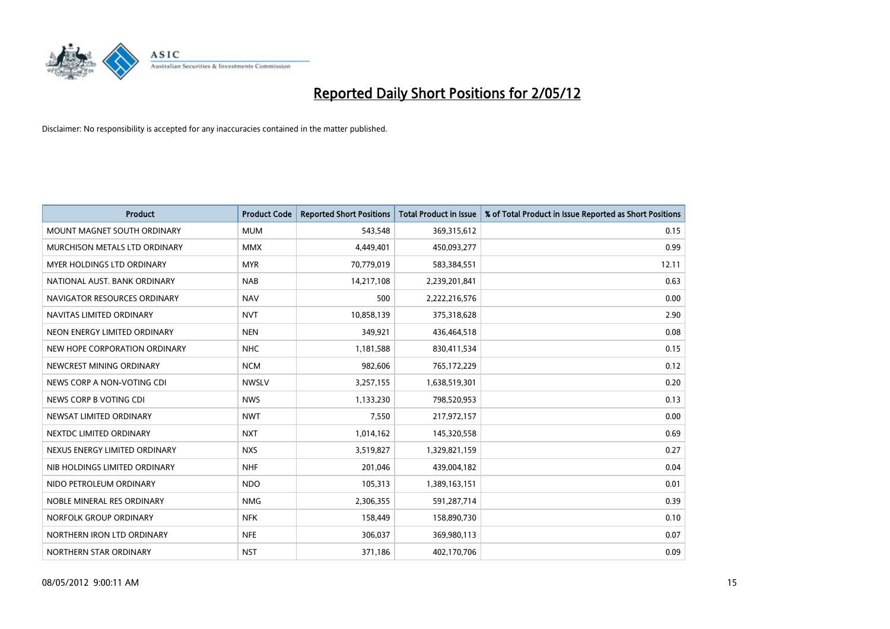# Reported Daily Short Positions for 2/05/12

Disclaimer: No responsibility is accepted for any inaccuracies contained in the matter published.

| Product | Product Code | Reported Short Positions | Total Product in Issue | % of Total Product in Issue Reported as Short Positions |
|---|---|---|---|---|
| MOUNT MAGNET SOUTH ORDINARY | MUM | 543,548 | 369,315,612 | 0.15 |
| MURCHISON METALS LTD ORDINARY | MMX | 4,449,401 | 450,093,277 | 0.99 |
| MYER HOLDINGS LTD ORDINARY | MYR | 70,779,019 | 583,384,551 | 12.11 |
| NATIONAL AUST. BANK ORDINARY | NAB | 14,217,108 | 2,239,201,841 | 0.63 |
| NAVIGATOR RESOURCES ORDINARY | NAV | 500 | 2,222,216,576 | 0.00 |
| NAVITAS LIMITED ORDINARY | NVT | 10,858,139 | 375,318,628 | 2.90 |
| NEON ENERGY LIMITED ORDINARY | NEN | 349,921 | 436,464,518 | 0.08 |
| NEW HOPE CORPORATION ORDINARY | NHC | 1,181,588 | 830,411,534 | 0.15 |
| NEWCREST MINING ORDINARY | NCM | 982,606 | 765,172,229 | 0.12 |
| NEWS CORP A NON-VOTING CDI | NWSLV | 3,257,155 | 1,638,519,301 | 0.20 |
| NEWS CORP B VOTING CDI | NWS | 1,133,230 | 798,520,953 | 0.13 |
| NEWSAT LIMITED ORDINARY | NWT | 7,550 | 217,972,157 | 0.00 |
| NEXTDC LIMITED ORDINARY | NXT | 1,014,162 | 145,320,558 | 0.69 |
| NEXUS ENERGY LIMITED ORDINARY | NXS | 3,519,827 | 1,329,821,159 | 0.27 |
| NIB HOLDINGS LIMITED ORDINARY | NHF | 201,046 | 439,004,182 | 0.04 |
| NIDO PETROLEUM ORDINARY | NDO | 105,313 | 1,389,163,151 | 0.01 |
| NOBLE MINERAL RES ORDINARY | NMG | 2,306,355 | 591,287,714 | 0.39 |
| NORFOLK GROUP ORDINARY | NFK | 158,449 | 158,890,730 | 0.10 |
| NORTHERN IRON LTD ORDINARY | NFE | 306,037 | 369,980,113 | 0.07 |
| NORTHERN STAR ORDINARY | NST | 371,186 | 402,170,706 | 0.09 |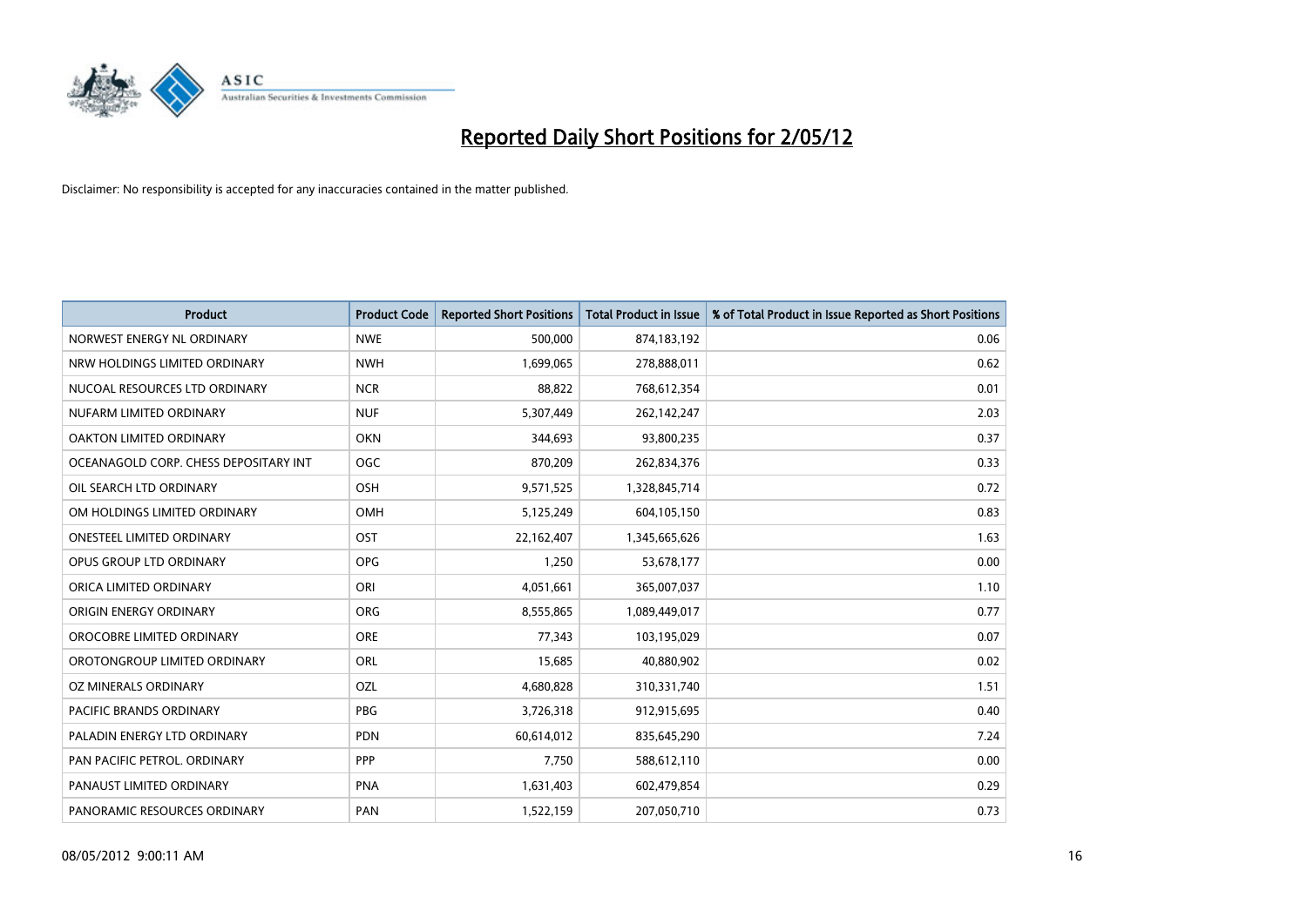# Reported Daily Short Positions for 2/05/12

Disclaimer: No responsibility is accepted for any inaccuracies contained in the matter published.

| Product | Product Code | Reported Short Positions | Total Product in Issue | % of Total Product in Issue Reported as Short Positions |
|---|---|---|---|---|
| NORWEST ENERGY NL ORDINARY | NWE | 500,000 | 874,183,192 | 0.06 |
| NRW HOLDINGS LIMITED ORDINARY | NWH | 1,699,065 | 278,888,011 | 0.62 |
| NUCOAL RESOURCES LTD ORDINARY | NCR | 88,822 | 768,612,354 | 0.01 |
| NUFARM LIMITED ORDINARY | NUF | 5,307,449 | 262,142,247 | 2.03 |
| OAKTON LIMITED ORDINARY | OKN | 344,693 | 93,800,235 | 0.37 |
| OCEANAGOLD CORP. CHESS DEPOSITARY INT | OGC | 870,209 | 262,834,376 | 0.33 |
| OIL SEARCH LTD ORDINARY | OSH | 9,571,525 | 1,328,845,714 | 0.72 |
| OM HOLDINGS LIMITED ORDINARY | OMH | 5,125,249 | 604,105,150 | 0.83 |
| ONESTEEL LIMITED ORDINARY | OST | 22,162,407 | 1,345,665,626 | 1.63 |
| OPUS GROUP LTD ORDINARY | OPG | 1,250 | 53,678,177 | 0.00 |
| ORICA LIMITED ORDINARY | ORI | 4,051,661 | 365,007,037 | 1.10 |
| ORIGIN ENERGY ORDINARY | ORG | 8,555,865 | 1,089,449,017 | 0.77 |
| OROCOBRE LIMITED ORDINARY | ORE | 77,343 | 103,195,029 | 0.07 |
| OROTONGROUP LIMITED ORDINARY | ORL | 15,685 | 40,880,902 | 0.02 |
| OZ MINERALS ORDINARY | OZL | 4,680,828 | 310,331,740 | 1.51 |
| PACIFIC BRANDS ORDINARY | PBG | 3,726,318 | 912,915,695 | 0.40 |
| PALADIN ENERGY LTD ORDINARY | PDN | 60,614,012 | 835,645,290 | 7.24 |
| PAN PACIFIC PETROL. ORDINARY | PPP | 7,750 | 588,612,110 | 0.00 |
| PANAUST LIMITED ORDINARY | PNA | 1,631,403 | 602,479,854 | 0.29 |
| PANORAMIC RESOURCES ORDINARY | PAN | 1,522,159 | 207,050,710 | 0.73 |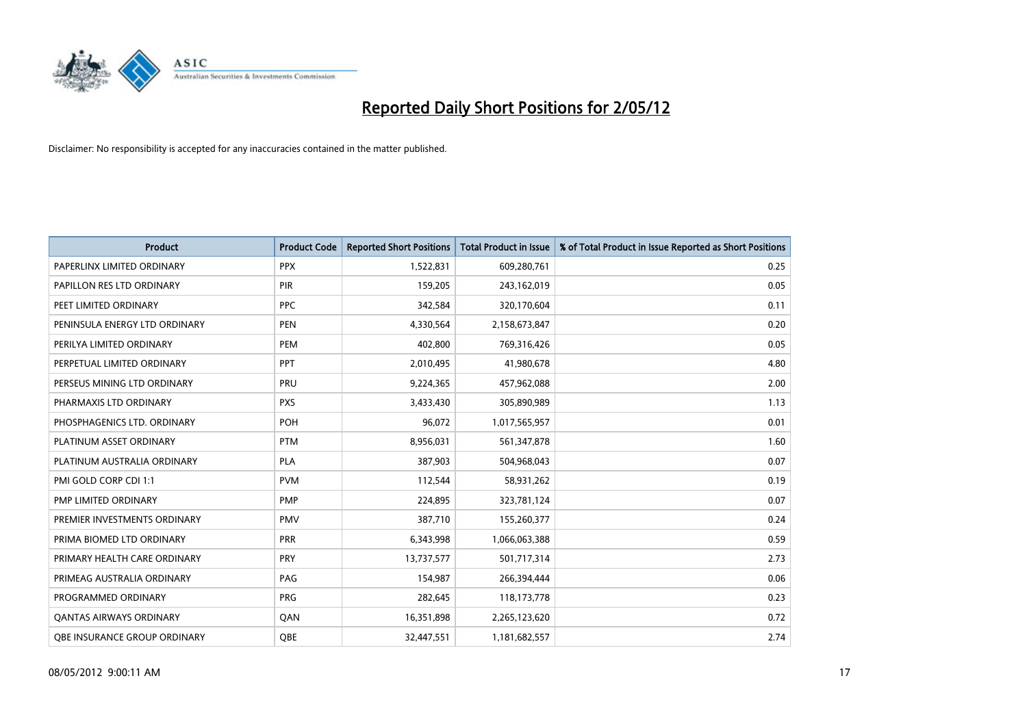# Reported Daily Short Positions for 2/05/12

Disclaimer: No responsibility is accepted for any inaccuracies contained in the matter published.

| Product | Product Code | Reported Short Positions | Total Product in Issue | % of Total Product in Issue Reported as Short Positions |
|---|---|---|---|---|
| PAPERLINX LIMITED ORDINARY | PPX | 1,522,831 | 609,280,761 | 0.25 |
| PAPILLON RES LTD ORDINARY | PIR | 159,205 | 243,162,019 | 0.05 |
| PEET LIMITED ORDINARY | PPC | 342,584 | 320,170,604 | 0.11 |
| PENINSULA ENERGY LTD ORDINARY | PEN | 4,330,564 | 2,158,673,847 | 0.20 |
| PERILYA LIMITED ORDINARY | PEM | 402,800 | 769,316,426 | 0.05 |
| PERPETUAL LIMITED ORDINARY | PPT | 2,010,495 | 41,980,678 | 4.80 |
| PERSEUS MINING LTD ORDINARY | PRU | 9,224,365 | 457,962,088 | 2.00 |
| PHARMAXIS LTD ORDINARY | PXS | 3,433,430 | 305,890,989 | 1.13 |
| PHOSPHAGENICS LTD. ORDINARY | POH | 96,072 | 1,017,565,957 | 0.01 |
| PLATINUM ASSET ORDINARY | PTM | 8,956,031 | 561,347,878 | 1.60 |
| PLATINUM AUSTRALIA ORDINARY | PLA | 387,903 | 504,968,043 | 0.07 |
| PMI GOLD CORP CDI 1:1 | PVM | 112,544 | 58,931,262 | 0.19 |
| PMP LIMITED ORDINARY | PMP | 224,895 | 323,781,124 | 0.07 |
| PREMIER INVESTMENTS ORDINARY | PMV | 387,710 | 155,260,377 | 0.24 |
| PRIMA BIOMED LTD ORDINARY | PRR | 6,343,998 | 1,066,063,388 | 0.59 |
| PRIMARY HEALTH CARE ORDINARY | PRY | 13,737,577 | 501,717,314 | 2.73 |
| PRIMEAG AUSTRALIA ORDINARY | PAG | 154,987 | 266,394,444 | 0.06 |
| PROGRAMMED ORDINARY | PRG | 282,645 | 118,173,778 | 0.23 |
| QANTAS AIRWAYS ORDINARY | QAN | 16,351,898 | 2,265,123,620 | 0.72 |
| QBE INSURANCE GROUP ORDINARY | QBE | 32,447,551 | 1,181,682,557 | 2.74 |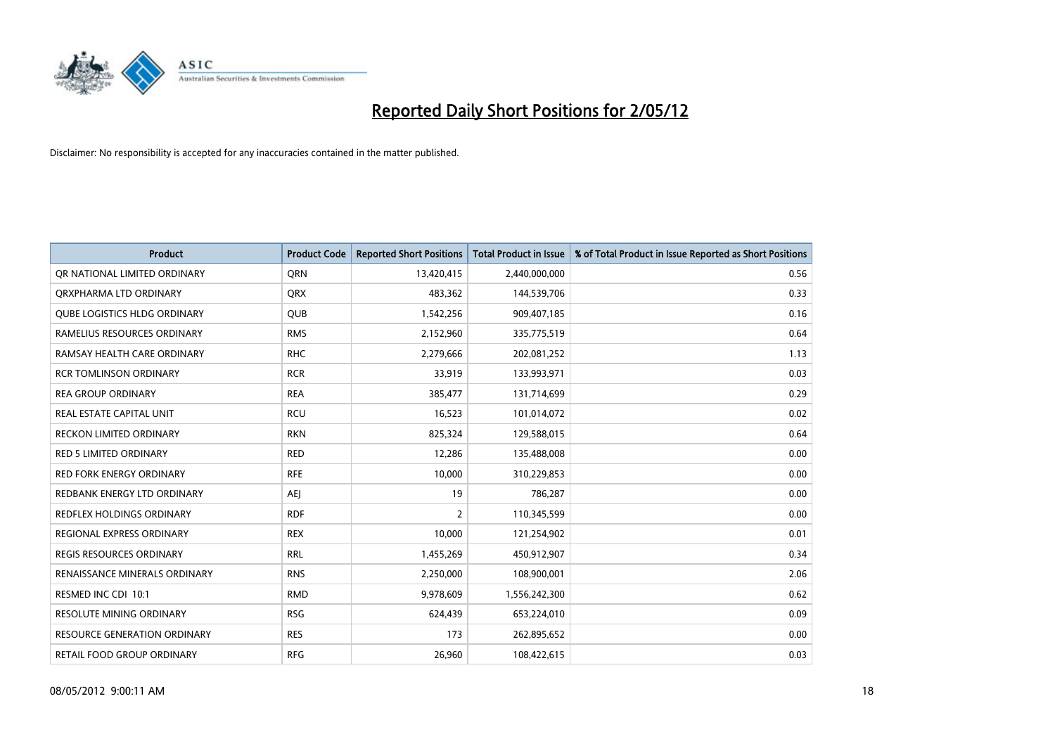# Reported Daily Short Positions for 2/05/12

Disclaimer: No responsibility is accepted for any inaccuracies contained in the matter published.

| Product | Product Code | Reported Short Positions | Total Product in Issue | % of Total Product in Issue Reported as Short Positions |
|---|---|---|---|---|
| QR NATIONAL LIMITED ORDINARY | QRN | 13,420,415 | 2,440,000,000 | 0.56 |
| QRXPHARMA LTD ORDINARY | QRX | 483,362 | 144,539,706 | 0.33 |
| QUBE LOGISTICS HLDG ORDINARY | QUB | 1,542,256 | 909,407,185 | 0.16 |
| RAMELIUS RESOURCES ORDINARY | RMS | 2,152,960 | 335,775,519 | 0.64 |
| RAMSAY HEALTH CARE ORDINARY | RHC | 2,279,666 | 202,081,252 | 1.13 |
| RCR TOMLINSON ORDINARY | RCR | 33,919 | 133,993,971 | 0.03 |
| REA GROUP ORDINARY | REA | 385,477 | 131,714,699 | 0.29 |
| REAL ESTATE CAPITAL UNIT | RCU | 16,523 | 101,014,072 | 0.02 |
| RECKON LIMITED ORDINARY | RKN | 825,324 | 129,588,015 | 0.64 |
| RED 5 LIMITED ORDINARY | RED | 12,286 | 135,488,008 | 0.00 |
| RED FORK ENERGY ORDINARY | RFE | 10,000 | 310,229,853 | 0.00 |
| REDBANK ENERGY LTD ORDINARY | AEJ | 19 | 786,287 | 0.00 |
| REDFLEX HOLDINGS ORDINARY | RDF | 2 | 110,345,599 | 0.00 |
| REGIONAL EXPRESS ORDINARY | REX | 10,000 | 121,254,902 | 0.01 |
| REGIS RESOURCES ORDINARY | RRL | 1,455,269 | 450,912,907 | 0.34 |
| RENAISSANCE MINERALS ORDINARY | RNS | 2,250,000 | 108,900,001 | 2.06 |
| RESMED INC CDI 10:1 | RMD | 9,978,609 | 1,556,242,300 | 0.62 |
| RESOLUTE MINING ORDINARY | RSG | 624,439 | 653,224,010 | 0.09 |
| RESOURCE GENERATION ORDINARY | RES | 173 | 262,895,652 | 0.00 |
| RETAIL FOOD GROUP ORDINARY | RFG | 26,960 | 108,422,615 | 0.03 |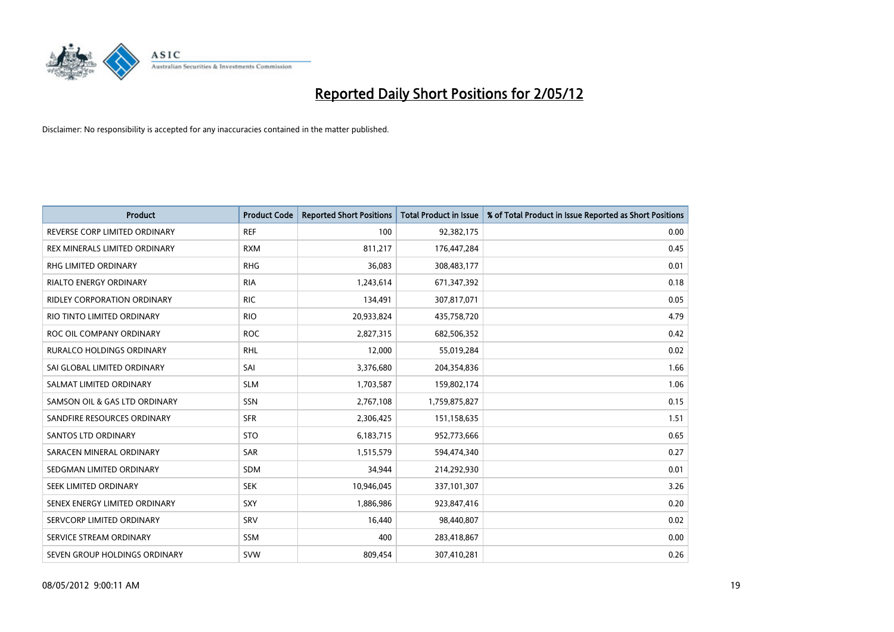# Reported Daily Short Positions for 2/05/12

Disclaimer: No responsibility is accepted for any inaccuracies contained in the matter published.

| Product | Product Code | Reported Short Positions | Total Product in Issue | % of Total Product in Issue Reported as Short Positions |
|---|---|---|---|---|
| REVERSE CORP LIMITED ORDINARY | REF | 100 | 92,382,175 | 0.00 |
| REX MINERALS LIMITED ORDINARY | RXM | 811,217 | 176,447,284 | 0.45 |
| RHG LIMITED ORDINARY | RHG | 36,083 | 308,483,177 | 0.01 |
| RIALTO ENERGY ORDINARY | RIA | 1,243,614 | 671,347,392 | 0.18 |
| RIDLEY CORPORATION ORDINARY | RIC | 134,491 | 307,817,071 | 0.05 |
| RIO TINTO LIMITED ORDINARY | RIO | 20,933,824 | 435,758,720 | 4.79 |
| ROC OIL COMPANY ORDINARY | ROC | 2,827,315 | 682,506,352 | 0.42 |
| RURALCO HOLDINGS ORDINARY | RHL | 12,000 | 55,019,284 | 0.02 |
| SAI GLOBAL LIMITED ORDINARY | SAI | 3,376,680 | 204,354,836 | 1.66 |
| SALMAT LIMITED ORDINARY | SLM | 1,703,587 | 159,802,174 | 1.06 |
| SAMSON OIL & GAS LTD ORDINARY | SSN | 2,767,108 | 1,759,875,827 | 0.15 |
| SANDFIRE RESOURCES ORDINARY | SFR | 2,306,425 | 151,158,635 | 1.51 |
| SANTOS LTD ORDINARY | STO | 6,183,715 | 952,773,666 | 0.65 |
| SARACEN MINERAL ORDINARY | SAR | 1,515,579 | 594,474,340 | 0.27 |
| SEDGMAN LIMITED ORDINARY | SDM | 34,944 | 214,292,930 | 0.01 |
| SEEK LIMITED ORDINARY | SEK | 10,946,045 | 337,101,307 | 3.26 |
| SENEX ENERGY LIMITED ORDINARY | SXY | 1,886,986 | 923,847,416 | 0.20 |
| SERVCORP LIMITED ORDINARY | SRV | 16,440 | 98,440,807 | 0.02 |
| SERVICE STREAM ORDINARY | SSM | 400 | 283,418,867 | 0.00 |
| SEVEN GROUP HOLDINGS ORDINARY | SVW | 809,454 | 307,410,281 | 0.26 |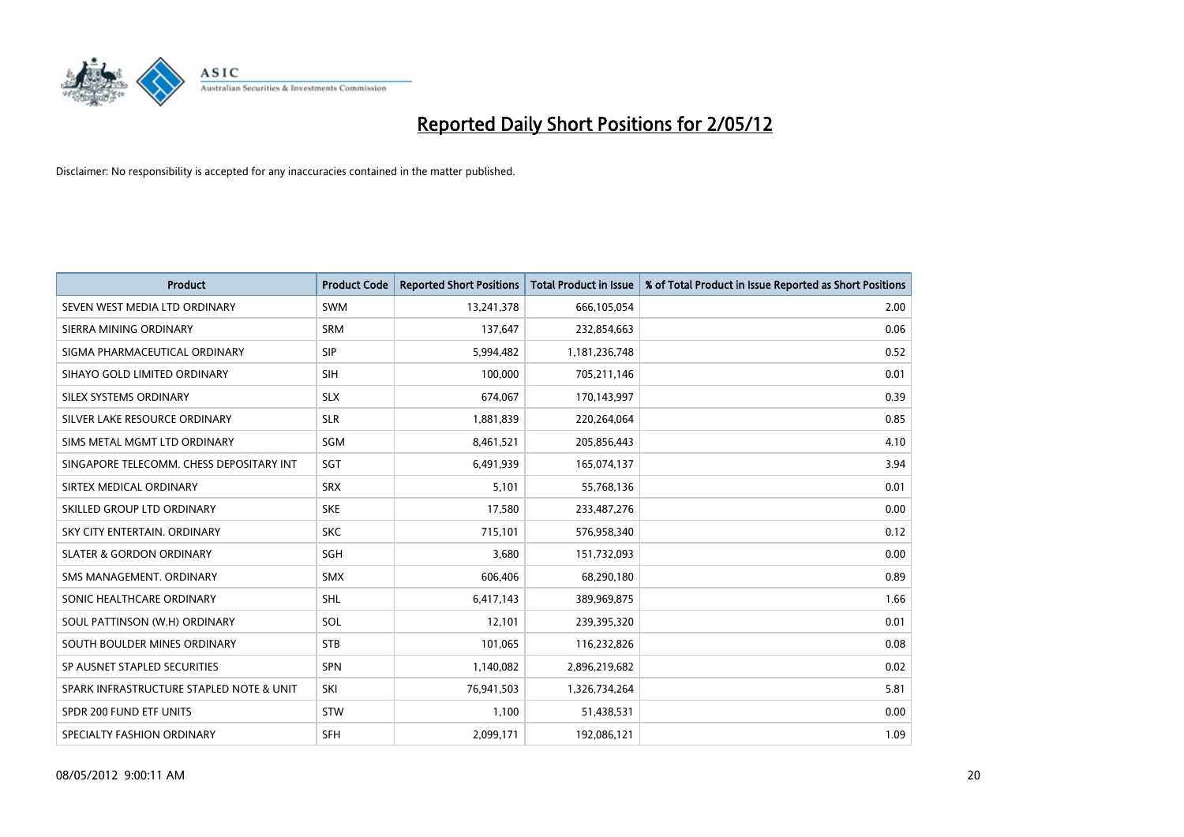# Reported Daily Short Positions for 2/05/12

Disclaimer: No responsibility is accepted for any inaccuracies contained in the matter published.

| Product | Product Code | Reported Short Positions | Total Product in Issue | % of Total Product in Issue Reported as Short Positions |
|---|---|---|---|---|
| SEVEN WEST MEDIA LTD ORDINARY | SWM | 13,241,378 | 666,105,054 | 2.00 |
| SIERRA MINING ORDINARY | SRM | 137,647 | 232,854,663 | 0.06 |
| SIGMA PHARMACEUTICAL ORDINARY | SIP | 5,994,482 | 1,181,236,748 | 0.52 |
| SIHAYO GOLD LIMITED ORDINARY | SIH | 100,000 | 705,211,146 | 0.01 |
| SILEX SYSTEMS ORDINARY | SLX | 674,067 | 170,143,997 | 0.39 |
| SILVER LAKE RESOURCE ORDINARY | SLR | 1,881,839 | 220,264,064 | 0.85 |
| SIMS METAL MGMT LTD ORDINARY | SGM | 8,461,521 | 205,856,443 | 4.10 |
| SINGAPORE TELECOMM. CHESS DEPOSITARY INT | SGT | 6,491,939 | 165,074,137 | 3.94 |
| SIRTEX MEDICAL ORDINARY | SRX | 5,101 | 55,768,136 | 0.01 |
| SKILLED GROUP LTD ORDINARY | SKE | 17,580 | 233,487,276 | 0.00 |
| SKY CITY ENTERTAIN. ORDINARY | SKC | 715,101 | 576,958,340 | 0.12 |
| SLATER & GORDON ORDINARY | SGH | 3,680 | 151,732,093 | 0.00 |
| SMS MANAGEMENT. ORDINARY | SMX | 606,406 | 68,290,180 | 0.89 |
| SONIC HEALTHCARE ORDINARY | SHL | 6,417,143 | 389,969,875 | 1.66 |
| SOUL PATTINSON (W.H) ORDINARY | SOL | 12,101 | 239,395,320 | 0.01 |
| SOUTH BOULDER MINES ORDINARY | STB | 101,065 | 116,232,826 | 0.08 |
| SP AUSNET STAPLED SECURITIES | SPN | 1,140,082 | 2,896,219,682 | 0.02 |
| SPARK INFRASTRUCTURE STAPLED NOTE & UNIT | SKI | 76,941,503 | 1,326,734,264 | 5.81 |
| SPDR 200 FUND ETF UNITS | STW | 1,100 | 51,438,531 | 0.00 |
| SPECIALTY FASHION ORDINARY | SFH | 2,099,171 | 192,086,121 | 1.09 |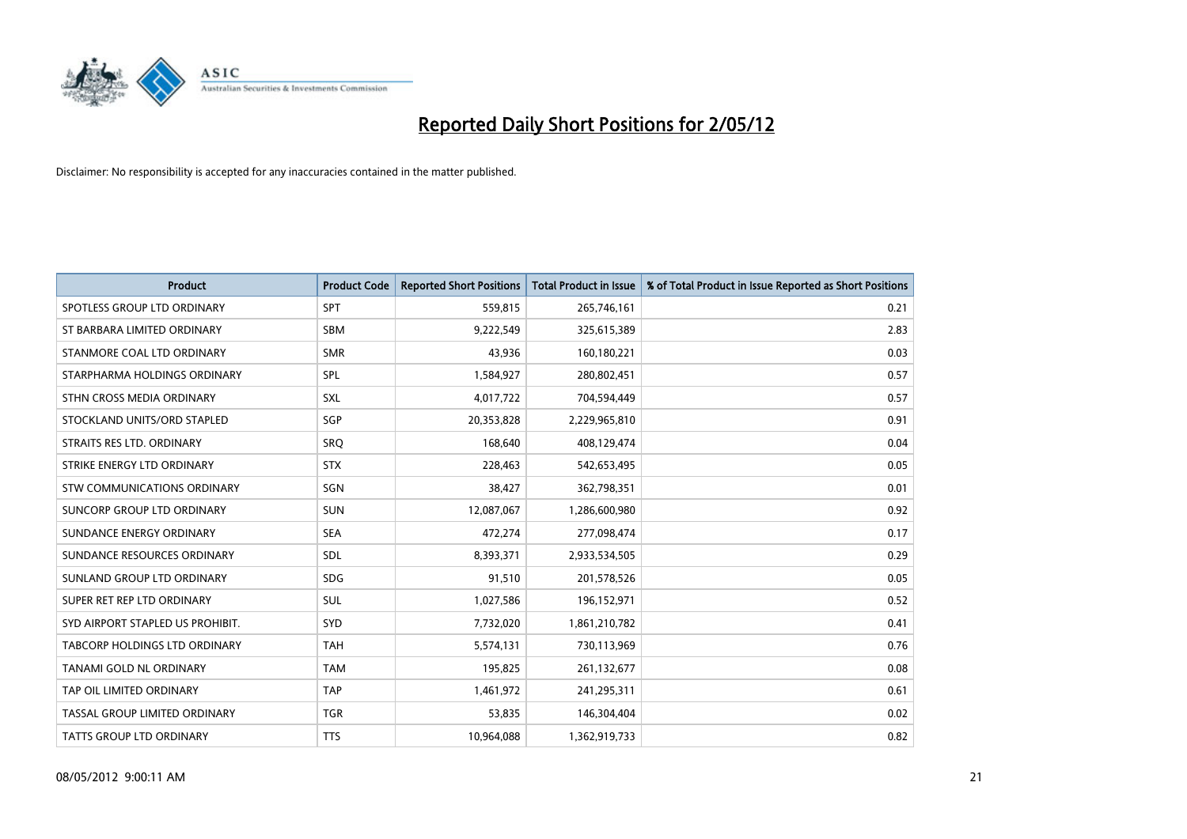# Reported Daily Short Positions for 2/05/12

Disclaimer: No responsibility is accepted for any inaccuracies contained in the matter published.

| Product | Product Code | Reported Short Positions | Total Product in Issue | % of Total Product in Issue Reported as Short Positions |
|---|---|---|---|---|
| SPOTLESS GROUP LTD ORDINARY | SPT | 559,815 | 265,746,161 | 0.21 |
| ST BARBARA LIMITED ORDINARY | SBM | 9,222,549 | 325,615,389 | 2.83 |
| STANMORE COAL LTD ORDINARY | SMR | 43,936 | 160,180,221 | 0.03 |
| STARPHARMA HOLDINGS ORDINARY | SPL | 1,584,927 | 280,802,451 | 0.57 |
| STHN CROSS MEDIA ORDINARY | SXL | 4,017,722 | 704,594,449 | 0.57 |
| STOCKLAND UNITS/ORD STAPLED | SGP | 20,353,828 | 2,229,965,810 | 0.91 |
| STRAITS RES LTD. ORDINARY | SRQ | 168,640 | 408,129,474 | 0.04 |
| STRIKE ENERGY LTD ORDINARY | STX | 228,463 | 542,653,495 | 0.05 |
| STW COMMUNICATIONS ORDINARY | SGN | 38,427 | 362,798,351 | 0.01 |
| SUNCORP GROUP LTD ORDINARY | SUN | 12,087,067 | 1,286,600,980 | 0.92 |
| SUNDANCE ENERGY ORDINARY | SEA | 472,274 | 277,098,474 | 0.17 |
| SUNDANCE RESOURCES ORDINARY | SDL | 8,393,371 | 2,933,534,505 | 0.29 |
| SUNLAND GROUP LTD ORDINARY | SDG | 91,510 | 201,578,526 | 0.05 |
| SUPER RET REP LTD ORDINARY | SUL | 1,027,586 | 196,152,971 | 0.52 |
| SYD AIRPORT STAPLED US PROHIBIT. | SYD | 7,732,020 | 1,861,210,782 | 0.41 |
| TABCORP HOLDINGS LTD ORDINARY | TAH | 5,574,131 | 730,113,969 | 0.76 |
| TANAMI GOLD NL ORDINARY | TAM | 195,825 | 261,132,677 | 0.08 |
| TAP OIL LIMITED ORDINARY | TAP | 1,461,972 | 241,295,311 | 0.61 |
| TASSAL GROUP LIMITED ORDINARY | TGR | 53,835 | 146,304,404 | 0.02 |
| TATTS GROUP LTD ORDINARY | TTS | 10,964,088 | 1,362,919,733 | 0.82 |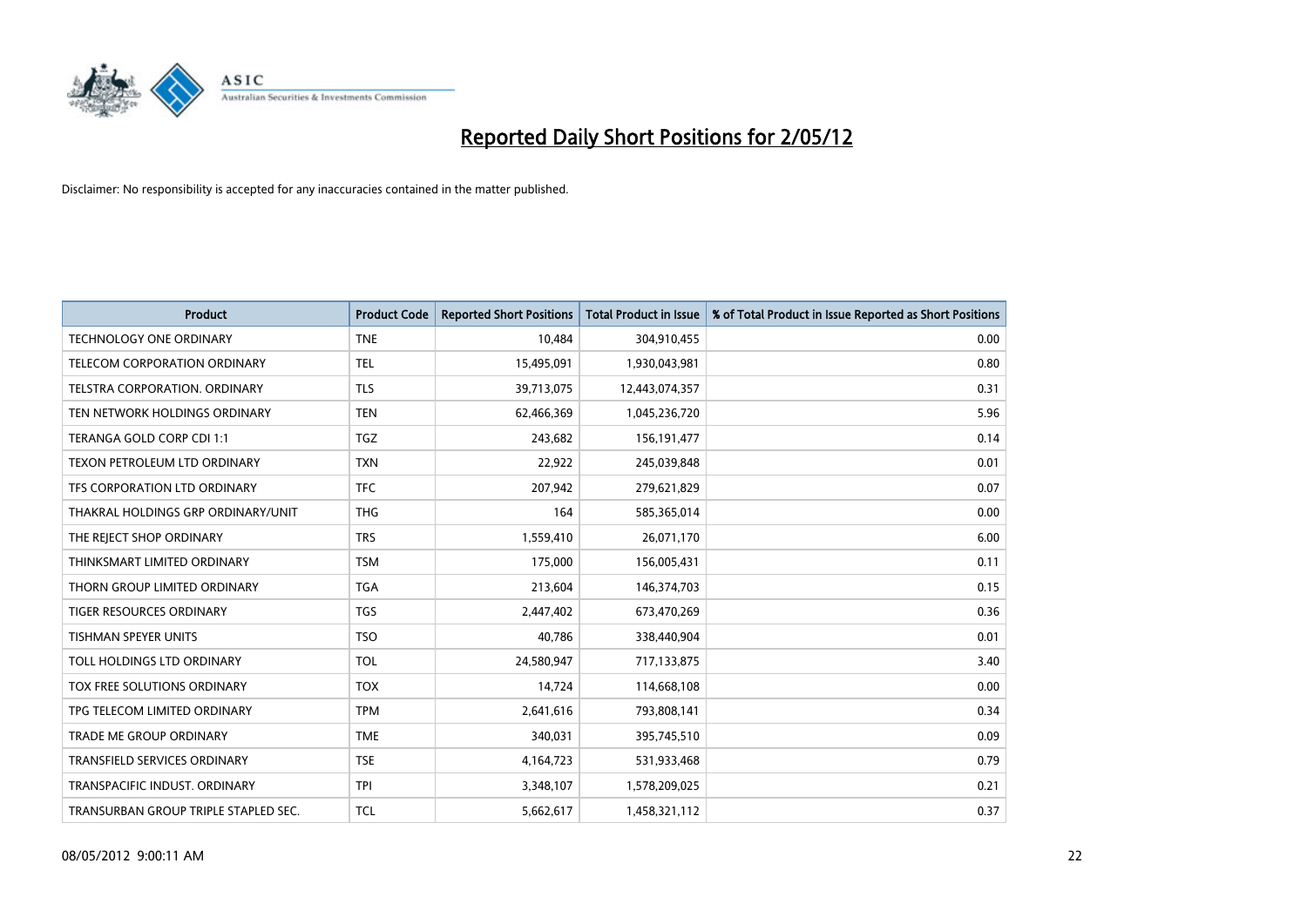# Reported Daily Short Positions for 2/05/12

Disclaimer: No responsibility is accepted for any inaccuracies contained in the matter published.

| Product | Product Code | Reported Short Positions | Total Product in Issue | % of Total Product in Issue Reported as Short Positions |
|---|---|---|---|---|
| TECHNOLOGY ONE ORDINARY | TNE | 10,484 | 304,910,455 | 0.00 |
| TELECOM CORPORATION ORDINARY | TEL | 15,495,091 | 1,930,043,981 | 0.80 |
| TELSTRA CORPORATION. ORDINARY | TLS | 39,713,075 | 12,443,074,357 | 0.31 |
| TEN NETWORK HOLDINGS ORDINARY | TEN | 62,466,369 | 1,045,236,720 | 5.96 |
| TERANGA GOLD CORP CDI 1:1 | TGZ | 243,682 | 156,191,477 | 0.14 |
| TEXON PETROLEUM LTD ORDINARY | TXN | 22,922 | 245,039,848 | 0.01 |
| TFS CORPORATION LTD ORDINARY | TFC | 207,942 | 279,621,829 | 0.07 |
| THAKRAL HOLDINGS GRP ORDINARY/UNIT | THG | 164 | 585,365,014 | 0.00 |
| THE REJECT SHOP ORDINARY | TRS | 1,559,410 | 26,071,170 | 6.00 |
| THINKSMART LIMITED ORDINARY | TSM | 175,000 | 156,005,431 | 0.11 |
| THORN GROUP LIMITED ORDINARY | TGA | 213,604 | 146,374,703 | 0.15 |
| TIGER RESOURCES ORDINARY | TGS | 2,447,402 | 673,470,269 | 0.36 |
| TISHMAN SPEYER UNITS | TSO | 40,786 | 338,440,904 | 0.01 |
| TOLL HOLDINGS LTD ORDINARY | TOL | 24,580,947 | 717,133,875 | 3.40 |
| TOX FREE SOLUTIONS ORDINARY | TOX | 14,724 | 114,668,108 | 0.00 |
| TPG TELECOM LIMITED ORDINARY | TPM | 2,641,616 | 793,808,141 | 0.34 |
| TRADE ME GROUP ORDINARY | TME | 340,031 | 395,745,510 | 0.09 |
| TRANSFIELD SERVICES ORDINARY | TSE | 4,164,723 | 531,933,468 | 0.79 |
| TRANSPACIFIC INDUST. ORDINARY | TPI | 3,348,107 | 1,578,209,025 | 0.21 |
| TRANSURBAN GROUP TRIPLE STAPLED SEC. | TCL | 5,662,617 | 1,458,321,112 | 0.37 |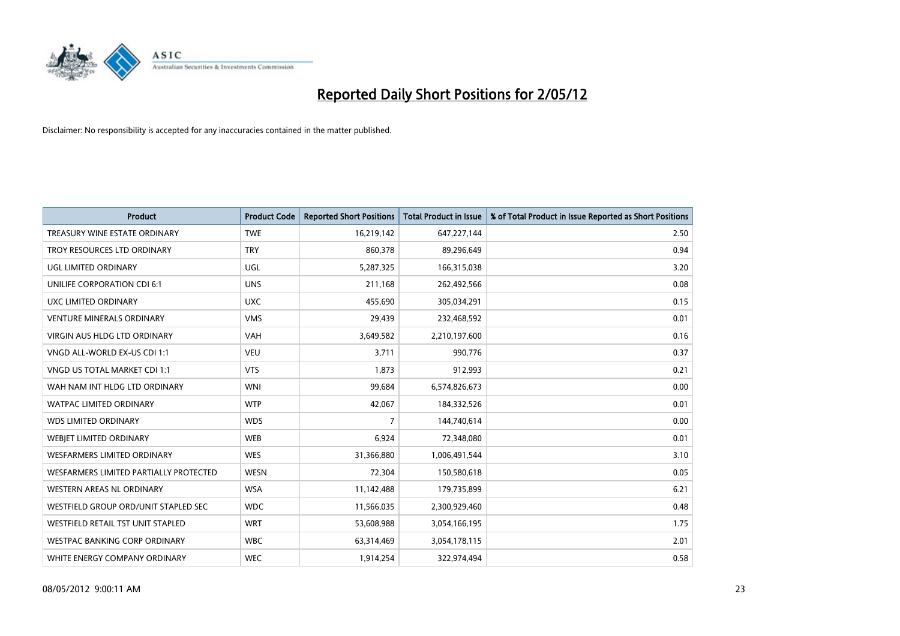# Reported Daily Short Positions for 2/05/12

Disclaimer: No responsibility is accepted for any inaccuracies contained in the matter published.

| Product | Product Code | Reported Short Positions | Total Product in Issue | % of Total Product in Issue Reported as Short Positions |
|---|---|---|---|---|
| TREASURY WINE ESTATE ORDINARY | TWE | 16,219,142 | 647,227,144 | 2.50 |
| TROY RESOURCES LTD ORDINARY | TRY | 860,378 | 89,296,649 | 0.94 |
| UGL LIMITED ORDINARY | UGL | 5,287,325 | 166,315,038 | 3.20 |
| UNILIFE CORPORATION CDI 6:1 | UNS | 211,168 | 262,492,566 | 0.08 |
| UXC LIMITED ORDINARY | UXC | 455,690 | 305,034,291 | 0.15 |
| VENTURE MINERALS ORDINARY | VMS | 29,439 | 232,468,592 | 0.01 |
| VIRGIN AUS HLDG LTD ORDINARY | VAH | 3,649,582 | 2,210,197,600 | 0.16 |
| VNGD ALL-WORLD EX-US CDI 1:1 | VEU | 3,711 | 990,776 | 0.37 |
| VNGD US TOTAL MARKET CDI 1:1 | VTS | 1,873 | 912,993 | 0.21 |
| WAH NAM INT HLDG LTD ORDINARY | WNI | 99,684 | 6,574,826,673 | 0.00 |
| WATPAC LIMITED ORDINARY | WTP | 42,067 | 184,332,526 | 0.01 |
| WDS LIMITED ORDINARY | WDS | 7 | 144,740,614 | 0.00 |
| WEBJET LIMITED ORDINARY | WEB | 6,924 | 72,348,080 | 0.01 |
| WESFARMERS LIMITED ORDINARY | WES | 31,366,880 | 1,006,491,544 | 3.10 |
| WESFARMERS LIMITED PARTIALLY PROTECTED | WESN | 72,304 | 150,580,618 | 0.05 |
| WESTERN AREAS NL ORDINARY | WSA | 11,142,488 | 179,735,899 | 6.21 |
| WESTFIELD GROUP ORD/UNIT STAPLED SEC | WDC | 11,566,035 | 2,300,929,460 | 0.48 |
| WESTFIELD RETAIL TST UNIT STAPLED | WRT | 53,608,988 | 3,054,166,195 | 1.75 |
| WESTPAC BANKING CORP ORDINARY | WBC | 63,314,469 | 3,054,178,115 | 2.01 |
| WHITE ENERGY COMPANY ORDINARY | WEC | 1,914,254 | 322,974,494 | 0.58 |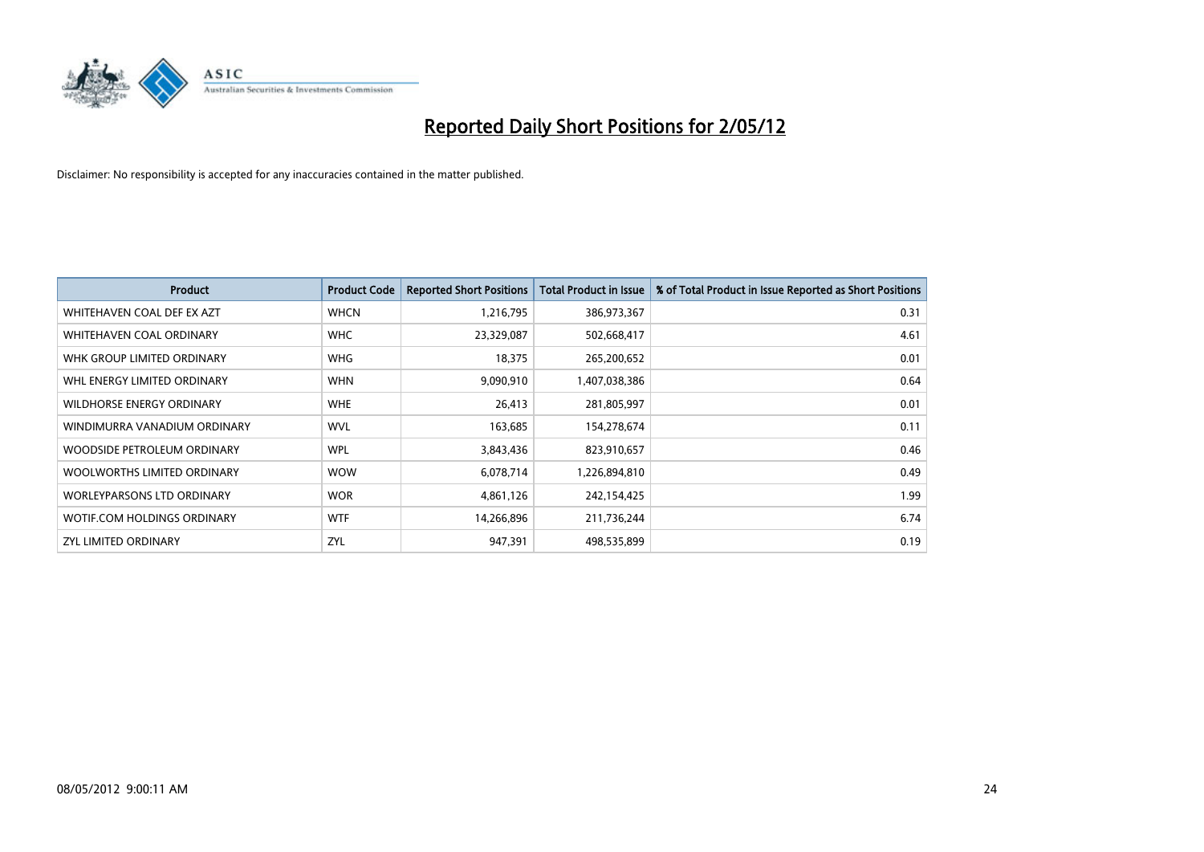# Reported Daily Short Positions for 2/05/12

Disclaimer: No responsibility is accepted for any inaccuracies contained in the matter published.

| Product | Product Code | Reported Short Positions | Total Product in Issue | % of Total Product in Issue Reported as Short Positions |
|---|---|---|---|---|
| WHITEHAVEN COAL DEF EX AZT | WHCN | 1,216,795 | 386,973,367 | 0.31 |
| WHITEHAVEN COAL ORDINARY | WHC | 23,329,087 | 502,668,417 | 4.61 |
| WHK GROUP LIMITED ORDINARY | WHG | 18,375 | 265,200,652 | 0.01 |
| WHL ENERGY LIMITED ORDINARY | WHN | 9,090,910 | 1,407,038,386 | 0.64 |
| WILDHORSE ENERGY ORDINARY | WHE | 26,413 | 281,805,997 | 0.01 |
| WINDIMURRA VANADIUM ORDINARY | WVL | 163,685 | 154,278,674 | 0.11 |
| WOODSIDE PETROLEUM ORDINARY | WPL | 3,843,436 | 823,910,657 | 0.46 |
| WOOLWORTHS LIMITED ORDINARY | WOW | 6,078,714 | 1,226,894,810 | 0.49 |
| WORLEYPARSONS LTD ORDINARY | WOR | 4,861,126 | 242,154,425 | 1.99 |
| WOTIF.COM HOLDINGS ORDINARY | WTF | 14,266,896 | 211,736,244 | 6.74 |
| ZYL LIMITED ORDINARY | ZYL | 947,391 | 498,535,899 | 0.19 |

08/05/2012 9:00:11 AM